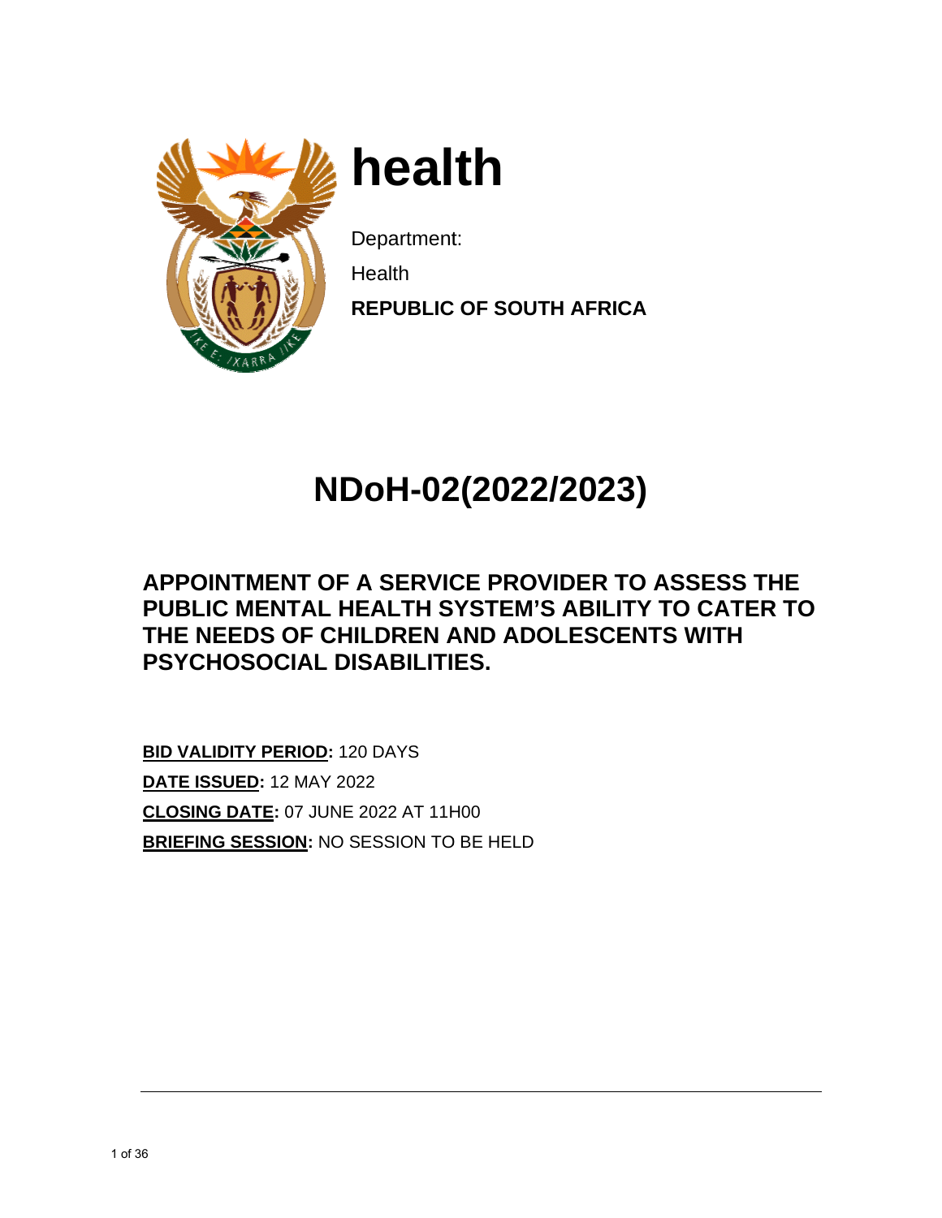# health

Department:

Health

**REPUBLIC OF SOUTH AFRICA**

# NDoH-02(2022/2023)

## APPOINTMENT OF A SERVICE PROVIDER TO ASSESS THE PUBLIC MENTAL HEALTH SYSTEM'S ABILITY TO CATER TO THE NEEDS OF CHILDREN AND ADOLESCENTS WITH PSYCHOSOCIAL DISABILITIES.

**BID VALIDITY PERIOD:** 120 DAYS

**DATE ISSUED:** 12 MAY 2022

**CLOSING DATE:** 07 JUNE 2022 AT 11H00

**BRIEFING SESSION:** NO SESSION TO BE HELD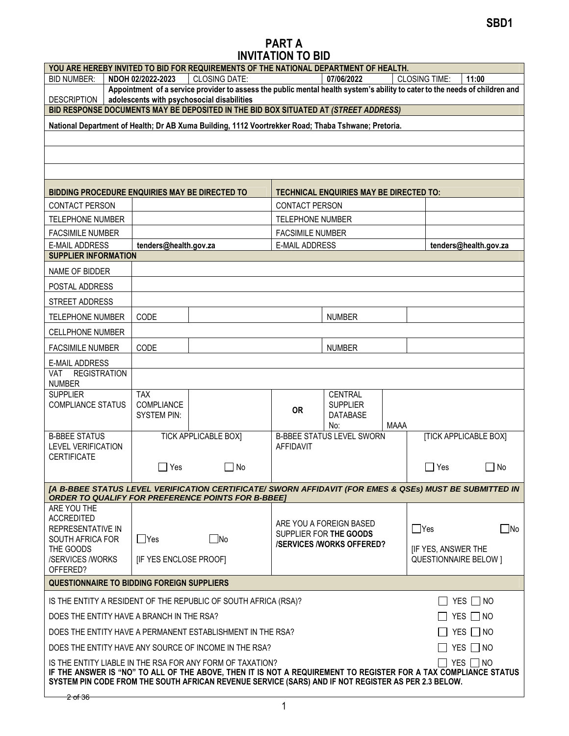**SBD1**

# PART A
# INVITATION TO BID

| YOU ARE HEREBY INVITED TO BID FOR REQUIREMENTS OF THE NATIONAL DEPARTMENT OF HEALTH. | | | | | |
|---|---|---|---|---|---|
| BID NUMBER: | **NDOH 02/2022-2023** | CLOSING DATE: | **07/06/2022** | CLOSING TIME: | **11:00** |
| DESCRIPTION | **Appointment of a service provider to assess the public mental health system's ability to cater to the needs of children and adolescents with psychosocial disabilities** | | | | |
| **BID RESPONSE DOCUMENTS MAY BE DEPOSITED IN THE BID BOX SITUATED AT *(STREET ADDRESS)*** | | | | | |
| **National Department of Health; Dr AB Xuma Building, 1112 Voortrekker Road; Thaba Tshwane; Pretoria.** | | | | | |

| **BIDDING PROCEDURE ENQUIRIES MAY BE DIRECTED TO** | | **TECHNICAL ENQUIRIES MAY BE DIRECTED TO:** | |
|---|---|---|---|
| CONTACT PERSON | | CONTACT PERSON | |
| TELEPHONE NUMBER | | TELEPHONE NUMBER | |
| FACSIMILE NUMBER | | FACSIMILE NUMBER | |
| E-MAIL ADDRESS | **tenders@health.gov.za** | E-MAIL ADDRESS | **tenders@health.gov.za** |

| **SUPPLIER INFORMATION** | | | | | |
|---|---|---|---|---|---|
| NAME OF BIDDER | | | | | |
| POSTAL ADDRESS | | | | | |
| STREET ADDRESS | | | | | |
| TELEPHONE NUMBER | CODE | | NUMBER | | |
| CELLPHONE NUMBER | | | | | |
| FACSIMILE NUMBER | CODE | | NUMBER | | |
| E-MAIL ADDRESS | | | | | |
| VAT REGISTRATION NUMBER | | | | | |
| SUPPLIER COMPLIANCE STATUS | TAX COMPLIANCE SYSTEM PIN: | | **OR** | CENTRAL SUPPLIER DATABASE No: | MAAA |
| B-BBEE STATUS LEVEL VERIFICATION CERTIFICATE | TICK APPLICABLE BOX] ☐ Yes ☐ No | | B-BBEE STATUS LEVEL SWORN AFFIDAVIT | | [TICK APPLICABLE BOX] ☐ Yes ☐ No |
| ***[A B-BBEE STATUS LEVEL VERIFICATION CERTIFICATE/ SWORN AFFIDAVIT (FOR EMES & QSEs) MUST BE SUBMITTED IN ORDER TO QUALIFY FOR PREFERENCE POINTS FOR B-BBEE]*** | | | | | |
| ARE YOU THE ACCREDITED REPRESENTATIVE IN SOUTH AFRICA FOR THE GOODS /SERVICES /WORKS OFFERED? | ☐Yes ☐No [IF YES ENCLOSE PROOF] | | ARE YOU A FOREIGN BASED SUPPLIER FOR **THE GOODS /SERVICES /WORKS OFFERED?** | | ☐Yes ☐No [IF YES, ANSWER THE QUESTIONNAIRE BELOW ] |

| **QUESTIONNAIRE TO BIDDING FOREIGN SUPPLIERS** | |
|---|---|
| IS THE ENTITY A RESIDENT OF THE REPUBLIC OF SOUTH AFRICA (RSA)? | ☐ YES ☐ NO |
| DOES THE ENTITY HAVE A BRANCH IN THE RSA? | ☐ YES ☐ NO |
| DOES THE ENTITY HAVE A PERMANENT ESTABLISHMENT IN THE RSA? | ☐ YES ☐ NO |
| DOES THE ENTITY HAVE ANY SOURCE OF INCOME IN THE RSA? | ☐ YES ☐ NO |
| IS THE ENTITY LIABLE IN THE RSA FOR ANY FORM OF TAXATION? | ☐ YES ☐ NO |

**IF THE ANSWER IS "NO" TO ALL OF THE ABOVE, THEN IT IS NOT A REQUIREMENT TO REGISTER FOR A TAX COMPLIANCE STATUS SYSTEM PIN CODE FROM THE SOUTH AFRICAN REVENUE SERVICE (SARS) AND IF NOT REGISTER AS PER 2.3 BELOW.**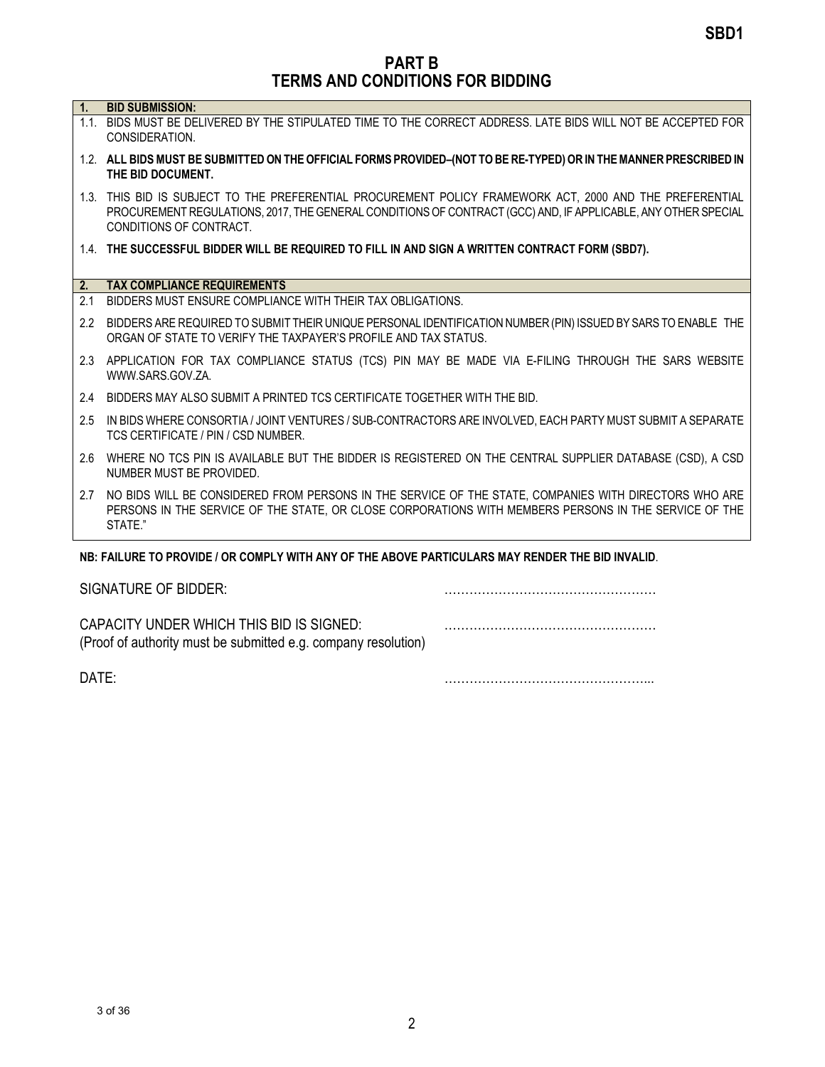**SBD1**

# PART B
# TERMS AND CONDITIONS FOR BIDDING

**1. BID SUBMISSION:**

1.1. BIDS MUST BE DELIVERED BY THE STIPULATED TIME TO THE CORRECT ADDRESS. LATE BIDS WILL NOT BE ACCEPTED FOR CONSIDERATION.

1.2. **ALL BIDS MUST BE SUBMITTED ON THE OFFICIAL FORMS PROVIDED–(NOT TO BE RE-TYPED) OR IN THE MANNER PRESCRIBED IN THE BID DOCUMENT.**

1.3. THIS BID IS SUBJECT TO THE PREFERENTIAL PROCUREMENT POLICY FRAMEWORK ACT, 2000 AND THE PREFERENTIAL PROCUREMENT REGULATIONS, 2017, THE GENERAL CONDITIONS OF CONTRACT (GCC) AND, IF APPLICABLE, ANY OTHER SPECIAL CONDITIONS OF CONTRACT.

1.4. **THE SUCCESSFUL BIDDER WILL BE REQUIRED TO FILL IN AND SIGN A WRITTEN CONTRACT FORM (SBD7).**

**2. TAX COMPLIANCE REQUIREMENTS**

2.1 BIDDERS MUST ENSURE COMPLIANCE WITH THEIR TAX OBLIGATIONS.

2.2 BIDDERS ARE REQUIRED TO SUBMIT THEIR UNIQUE PERSONAL IDENTIFICATION NUMBER (PIN) ISSUED BY SARS TO ENABLE THE ORGAN OF STATE TO VERIFY THE TAXPAYER'S PROFILE AND TAX STATUS.

2.3 APPLICATION FOR TAX COMPLIANCE STATUS (TCS) PIN MAY BE MADE VIA E-FILING THROUGH THE SARS WEBSITE WWW.SARS.GOV.ZA.

2.4 BIDDERS MAY ALSO SUBMIT A PRINTED TCS CERTIFICATE TOGETHER WITH THE BID.

2.5 IN BIDS WHERE CONSORTIA / JOINT VENTURES / SUB-CONTRACTORS ARE INVOLVED, EACH PARTY MUST SUBMIT A SEPARATE TCS CERTIFICATE / PIN / CSD NUMBER.

2.6 WHERE NO TCS PIN IS AVAILABLE BUT THE BIDDER IS REGISTERED ON THE CENTRAL SUPPLIER DATABASE (CSD), A CSD NUMBER MUST BE PROVIDED.

2.7 NO BIDS WILL BE CONSIDERED FROM PERSONS IN THE SERVICE OF THE STATE, COMPANIES WITH DIRECTORS WHO ARE PERSONS IN THE SERVICE OF THE STATE, OR CLOSE CORPORATIONS WITH MEMBERS PERSONS IN THE SERVICE OF THE STATE."

**NB: FAILURE TO PROVIDE / OR COMPLY WITH ANY OF THE ABOVE PARTICULARS MAY RENDER THE BID INVALID**.

SIGNATURE OF BIDDER: ……………………………………………

CAPACITY UNDER WHICH THIS BID IS SIGNED: ……………………………………………
(Proof of authority must be submitted e.g. company resolution)

DATE: …………………………………………...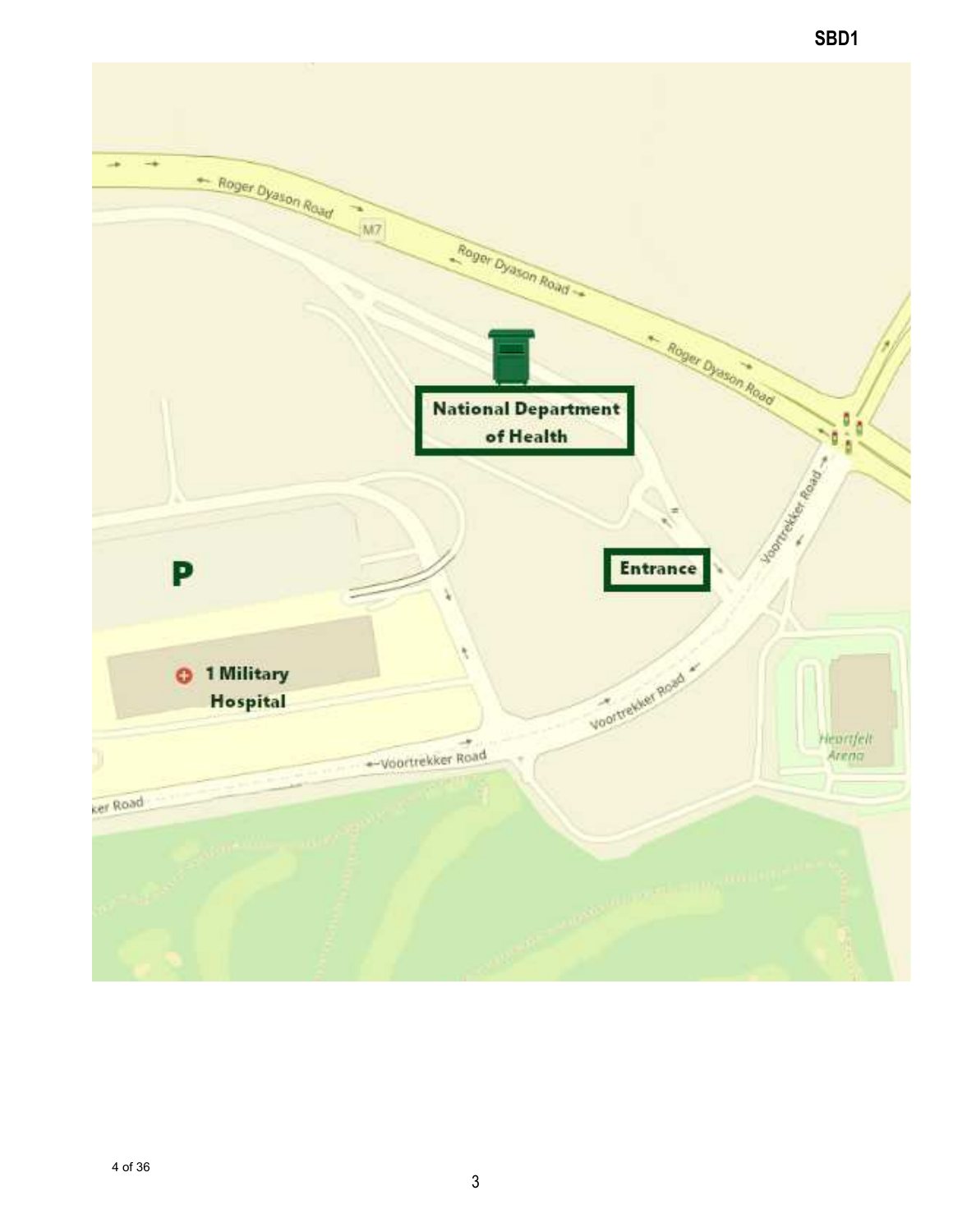National Department of Health

Entrance

P

1 Military Hospital

Roger Dyason Road

M7

Voortrekker Road

Heartfelt Arena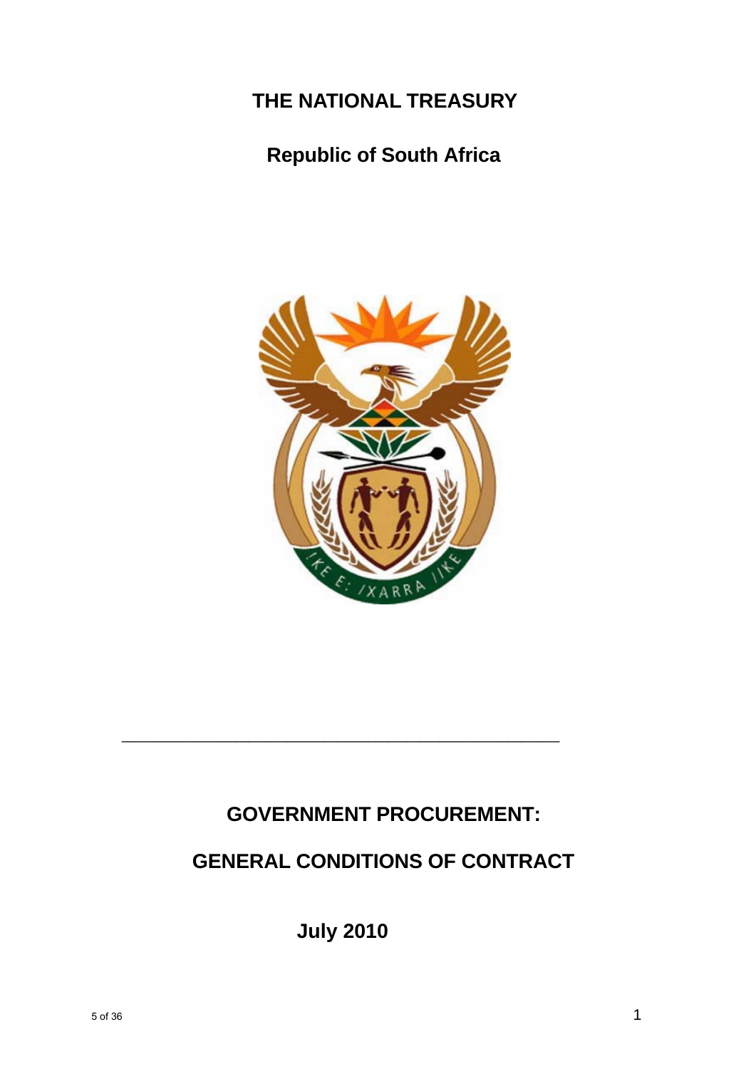# THE NATIONAL TREASURY

## Republic of South Africa

---

# GOVERNMENT PROCUREMENT:

# GENERAL CONDITIONS OF CONTRACT

**July 2010**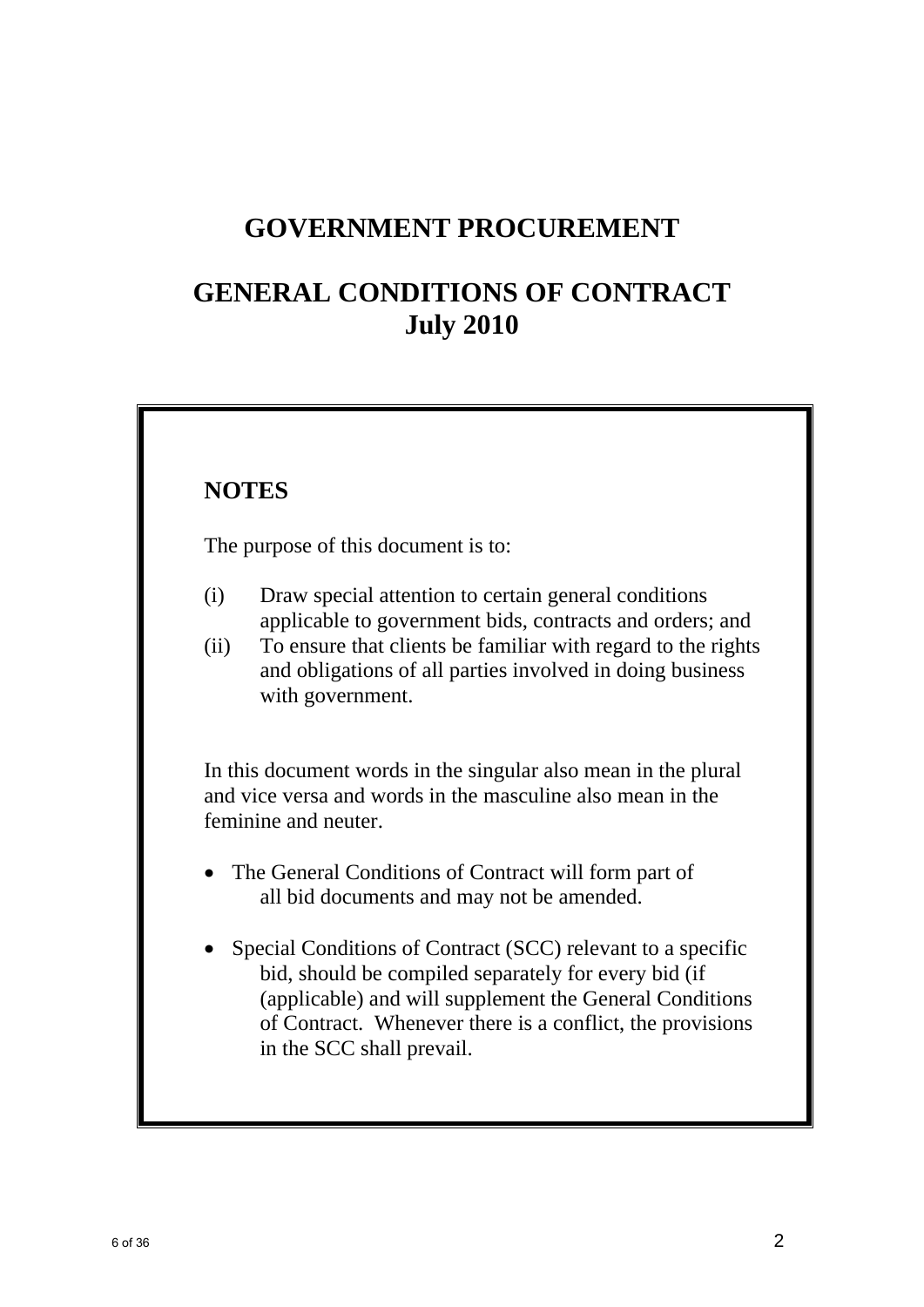# GOVERNMENT PROCUREMENT

# GENERAL CONDITIONS OF CONTRACT
# July 2010

## NOTES

The purpose of this document is to:

(i) Draw special attention to certain general conditions applicable to government bids, contracts and orders; and

(ii) To ensure that clients be familiar with regard to the rights and obligations of all parties involved in doing business with government.

In this document words in the singular also mean in the plural and vice versa and words in the masculine also mean in the feminine and neuter.

- The General Conditions of Contract will form part of all bid documents and may not be amended.
- Special Conditions of Contract (SCC) relevant to a specific bid, should be compiled separately for every bid (if (applicable) and will supplement the General Conditions of Contract. Whenever there is a conflict, the provisions in the SCC shall prevail.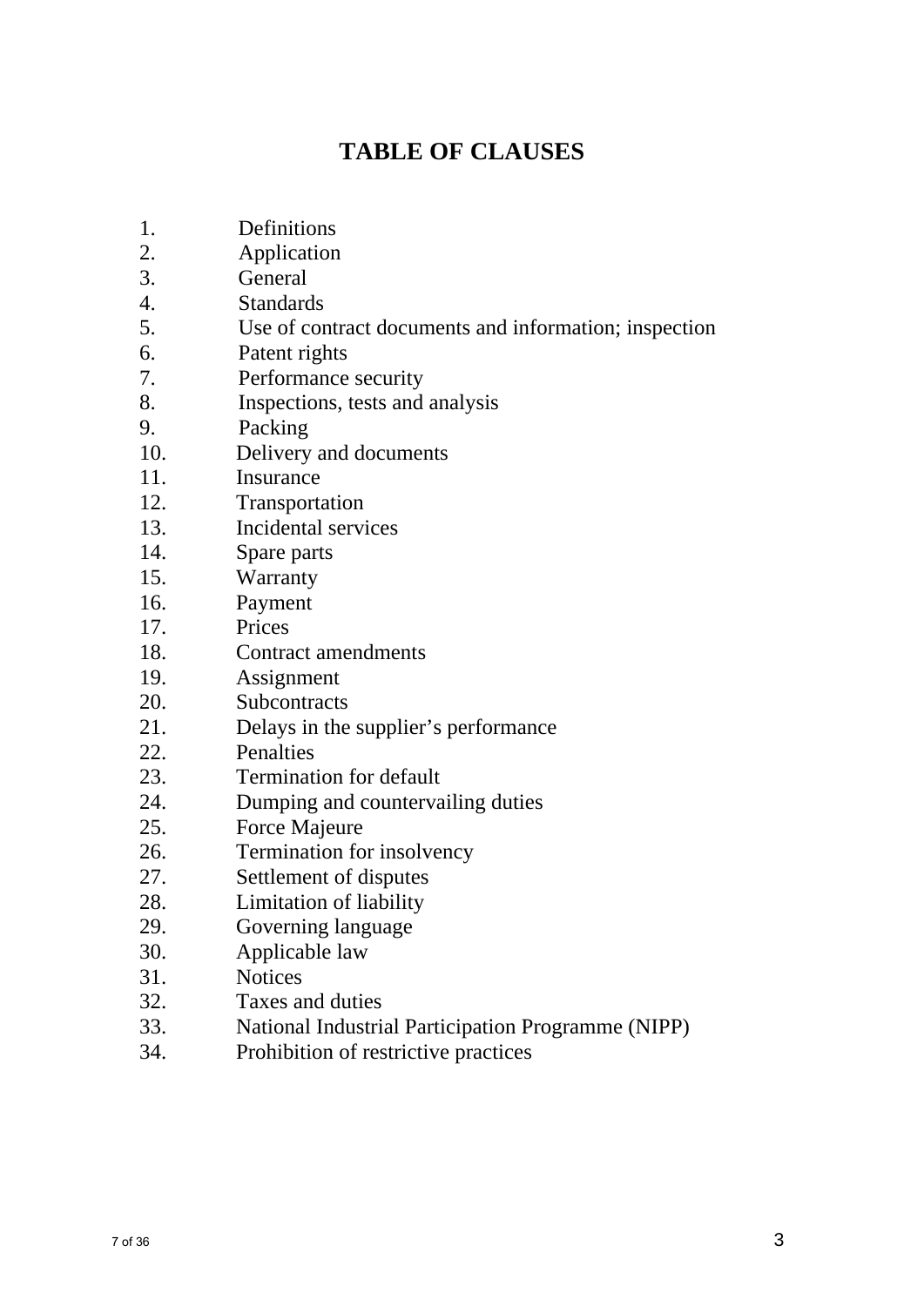# TABLE OF CLAUSES

1. Definitions
2. Application
3. General
4. Standards
5. Use of contract documents and information; inspection
6. Patent rights
7. Performance security
8. Inspections, tests and analysis
9. Packing
10. Delivery and documents
11. Insurance
12. Transportation
13. Incidental services
14. Spare parts
15. Warranty
16. Payment
17. Prices
18. Contract amendments
19. Assignment
20. Subcontracts
21. Delays in the supplier’s performance
22. Penalties
23. Termination for default
24. Dumping and countervailing duties
25. Force Majeure
26. Termination for insolvency
27. Settlement of disputes
28. Limitation of liability
29. Governing language
30. Applicable law
31. Notices
32. Taxes and duties
33. National Industrial Participation Programme (NIPP)
34. Prohibition of restrictive practices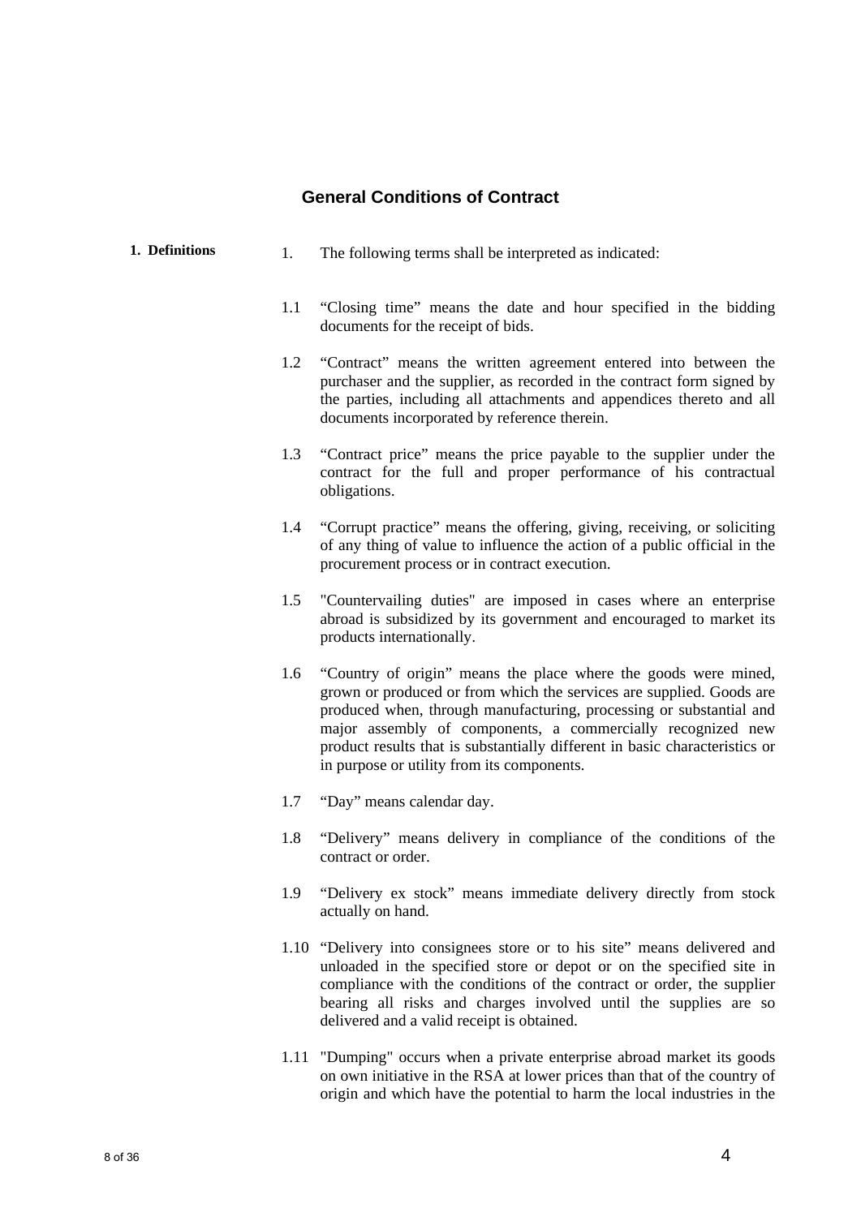## General Conditions of Contract

**1. Definitions**

1. The following terms shall be interpreted as indicated:

1.1 "Closing time" means the date and hour specified in the bidding documents for the receipt of bids.

1.2 "Contract" means the written agreement entered into between the purchaser and the supplier, as recorded in the contract form signed by the parties, including all attachments and appendices thereto and all documents incorporated by reference therein.

1.3 "Contract price" means the price payable to the supplier under the contract for the full and proper performance of his contractual obligations.

1.4 "Corrupt practice" means the offering, giving, receiving, or soliciting of any thing of value to influence the action of a public official in the procurement process or in contract execution.

1.5 "Countervailing duties" are imposed in cases where an enterprise abroad is subsidized by its government and encouraged to market its products internationally.

1.6 "Country of origin" means the place where the goods were mined, grown or produced or from which the services are supplied. Goods are produced when, through manufacturing, processing or substantial and major assembly of components, a commercially recognized new product results that is substantially different in basic characteristics or in purpose or utility from its components.

1.7 "Day" means calendar day.

1.8 "Delivery" means delivery in compliance of the conditions of the contract or order.

1.9 "Delivery ex stock" means immediate delivery directly from stock actually on hand.

1.10 "Delivery into consignees store or to his site" means delivered and unloaded in the specified store or depot or on the specified site in compliance with the conditions of the contract or order, the supplier bearing all risks and charges involved until the supplies are so delivered and a valid receipt is obtained.

1.11 "Dumping" occurs when a private enterprise abroad market its goods on own initiative in the RSA at lower prices than that of the country of origin and which have the potential to harm the local industries in the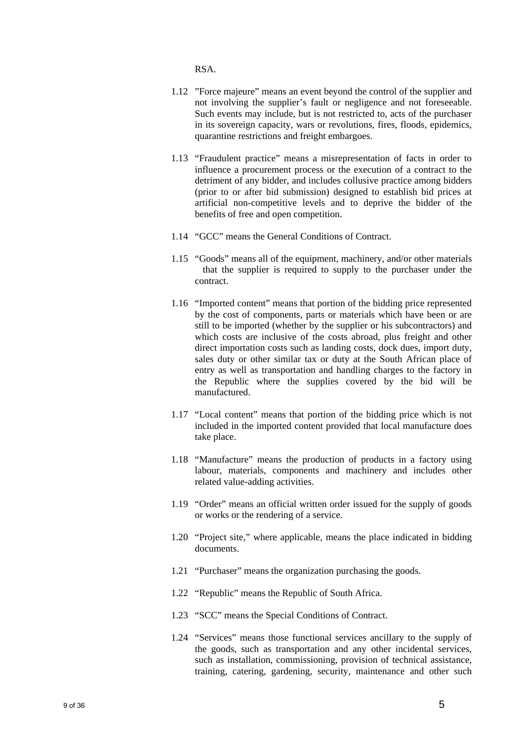RSA.

1.12 ”Force majeure” means an event beyond the control of the supplier and not involving the supplier’s fault or negligence and not foreseeable. Such events may include, but is not restricted to, acts of the purchaser in its sovereign capacity, wars or revolutions, fires, floods, epidemics, quarantine restrictions and freight embargoes.

1.13 “Fraudulent practice” means a misrepresentation of facts in order to influence a procurement process or the execution of a contract to the detriment of any bidder, and includes collusive practice among bidders (prior to or after bid submission) designed to establish bid prices at artificial non-competitive levels and to deprive the bidder of the benefits of free and open competition.

1.14 “GCC” means the General Conditions of Contract.

1.15 “Goods” means all of the equipment, machinery, and/or other materials that the supplier is required to supply to the purchaser under the contract.

1.16 “Imported content” means that portion of the bidding price represented by the cost of components, parts or materials which have been or are still to be imported (whether by the supplier or his subcontractors) and which costs are inclusive of the costs abroad, plus freight and other direct importation costs such as landing costs, dock dues, import duty, sales duty or other similar tax or duty at the South African place of entry as well as transportation and handling charges to the factory in the Republic where the supplies covered by the bid will be manufactured.

1.17 “Local content” means that portion of the bidding price which is not included in the imported content provided that local manufacture does take place.

1.18 “Manufacture” means the production of products in a factory using labour, materials, components and machinery and includes other related value-adding activities.

1.19 “Order” means an official written order issued for the supply of goods or works or the rendering of a service.

1.20 “Project site,” where applicable, means the place indicated in bidding documents.

1.21 “Purchaser” means the organization purchasing the goods.

1.22 “Republic” means the Republic of South Africa.

1.23 “SCC” means the Special Conditions of Contract.

1.24 “Services” means those functional services ancillary to the supply of the goods, such as transportation and any other incidental services, such as installation, commissioning, provision of technical assistance, training, catering, gardening, security, maintenance and other such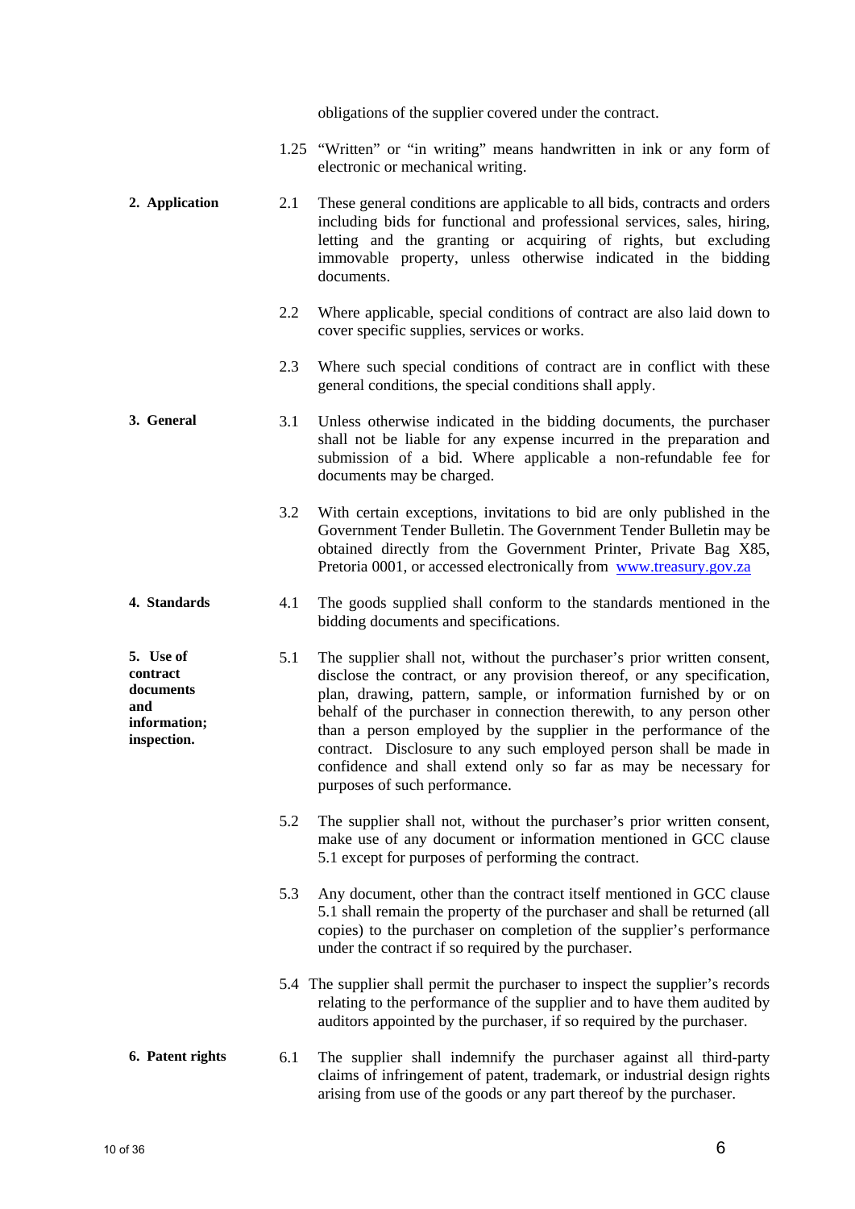obligations of the supplier covered under the contract.

1.25 "Written" or "in writing" means handwritten in ink or any form of electronic or mechanical writing.

**2. Application**

2.1 These general conditions are applicable to all bids, contracts and orders including bids for functional and professional services, sales, hiring, letting and the granting or acquiring of rights, but excluding immovable property, unless otherwise indicated in the bidding documents.

2.2 Where applicable, special conditions of contract are also laid down to cover specific supplies, services or works.

2.3 Where such special conditions of contract are in conflict with these general conditions, the special conditions shall apply.

**3. General**

3.1 Unless otherwise indicated in the bidding documents, the purchaser shall not be liable for any expense incurred in the preparation and submission of a bid. Where applicable a non-refundable fee for documents may be charged.

3.2 With certain exceptions, invitations to bid are only published in the Government Tender Bulletin. The Government Tender Bulletin may be obtained directly from the Government Printer, Private Bag X85, Pretoria 0001, or accessed electronically from [www.treasury.gov.za](www.treasury.gov.za)

**4. Standards**

4.1 The goods supplied shall conform to the standards mentioned in the bidding documents and specifications.

**5. Use of contract documents and information; inspection.**

5.1 The supplier shall not, without the purchaser's prior written consent, disclose the contract, or any provision thereof, or any specification, plan, drawing, pattern, sample, or information furnished by or on behalf of the purchaser in connection therewith, to any person other than a person employed by the supplier in the performance of the contract. Disclosure to any such employed person shall be made in confidence and shall extend only so far as may be necessary for purposes of such performance.

5.2 The supplier shall not, without the purchaser's prior written consent, make use of any document or information mentioned in GCC clause 5.1 except for purposes of performing the contract.

5.3 Any document, other than the contract itself mentioned in GCC clause 5.1 shall remain the property of the purchaser and shall be returned (all copies) to the purchaser on completion of the supplier's performance under the contract if so required by the purchaser.

5.4 The supplier shall permit the purchaser to inspect the supplier's records relating to the performance of the supplier and to have them audited by auditors appointed by the purchaser, if so required by the purchaser.

**6. Patent rights**

6.1 The supplier shall indemnify the purchaser against all third-party claims of infringement of patent, trademark, or industrial design rights arising from use of the goods or any part thereof by the purchaser.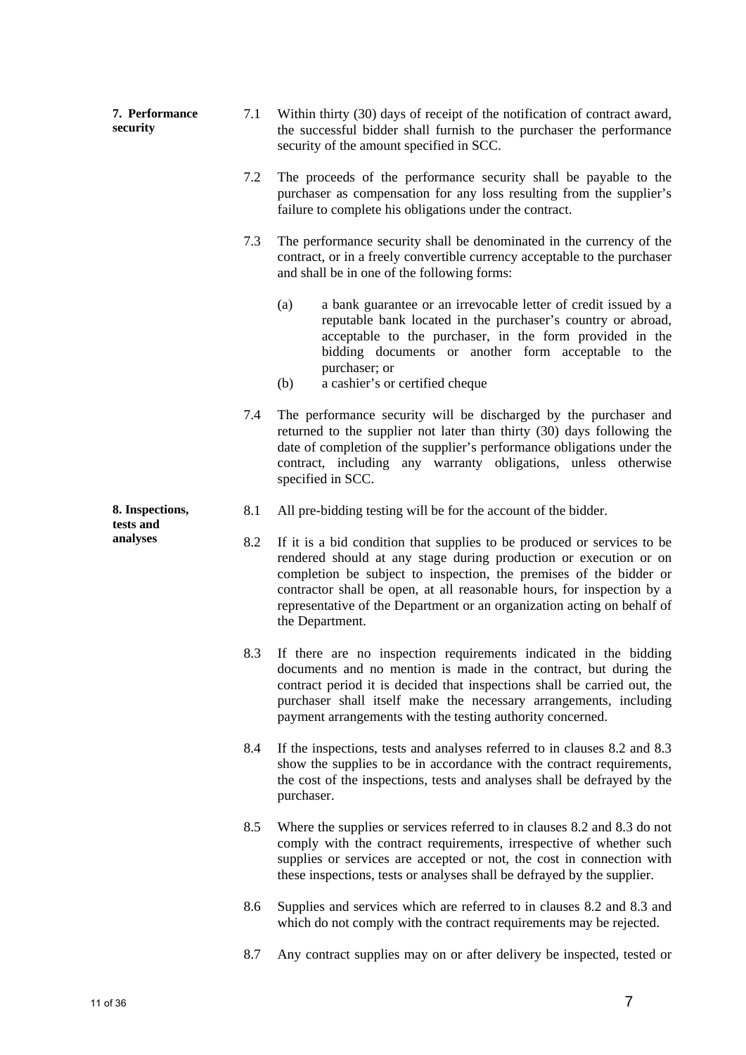**7. Performance security**

7.1 Within thirty (30) days of receipt of the notification of contract award, the successful bidder shall furnish to the purchaser the performance security of the amount specified in SCC.

7.2 The proceeds of the performance security shall be payable to the purchaser as compensation for any loss resulting from the supplier's failure to complete his obligations under the contract.

7.3 The performance security shall be denominated in the currency of the contract, or in a freely convertible currency acceptable to the purchaser and shall be in one of the following forms:

(a) a bank guarantee or an irrevocable letter of credit issued by a reputable bank located in the purchaser's country or abroad, acceptable to the purchaser, in the form provided in the bidding documents or another form acceptable to the purchaser; or

(b) a cashier's or certified cheque

7.4 The performance security will be discharged by the purchaser and returned to the supplier not later than thirty (30) days following the date of completion of the supplier's performance obligations under the contract, including any warranty obligations, unless otherwise specified in SCC.

**8. Inspections, tests and analyses**

8.1 All pre-bidding testing will be for the account of the bidder.

8.2 If it is a bid condition that supplies to be produced or services to be rendered should at any stage during production or execution or on completion be subject to inspection, the premises of the bidder or contractor shall be open, at all reasonable hours, for inspection by a representative of the Department or an organization acting on behalf of the Department.

8.3 If there are no inspection requirements indicated in the bidding documents and no mention is made in the contract, but during the contract period it is decided that inspections shall be carried out, the purchaser shall itself make the necessary arrangements, including payment arrangements with the testing authority concerned.

8.4 If the inspections, tests and analyses referred to in clauses 8.2 and 8.3 show the supplies to be in accordance with the contract requirements, the cost of the inspections, tests and analyses shall be defrayed by the purchaser.

8.5 Where the supplies or services referred to in clauses 8.2 and 8.3 do not comply with the contract requirements, irrespective of whether such supplies or services are accepted or not, the cost in connection with these inspections, tests or analyses shall be defrayed by the supplier.

8.6 Supplies and services which are referred to in clauses 8.2 and 8.3 and which do not comply with the contract requirements may be rejected.

8.7 Any contract supplies may on or after delivery be inspected, tested or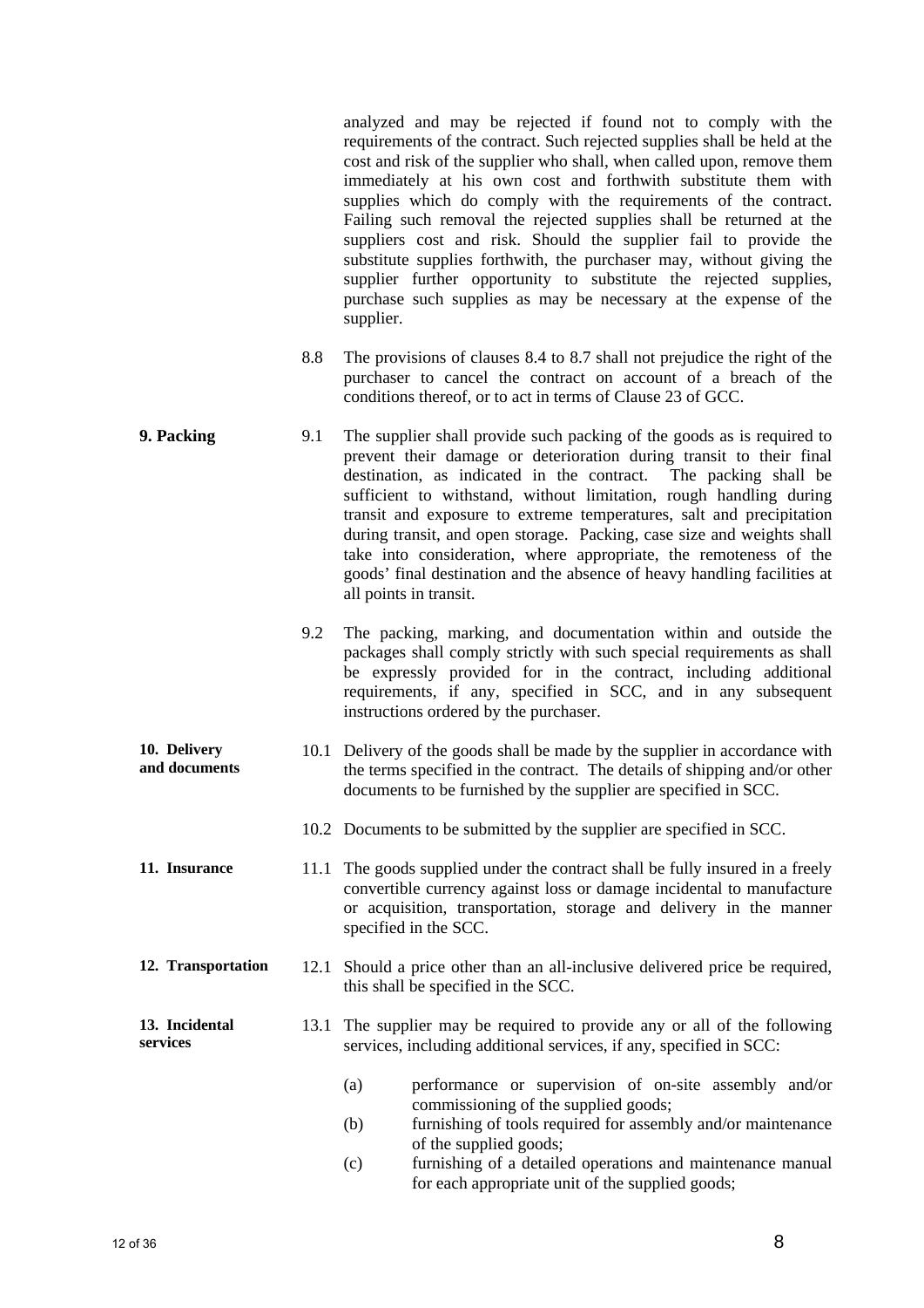analyzed and may be rejected if found not to comply with the requirements of the contract. Such rejected supplies shall be held at the cost and risk of the supplier who shall, when called upon, remove them immediately at his own cost and forthwith substitute them with supplies which do comply with the requirements of the contract. Failing such removal the rejected supplies shall be returned at the suppliers cost and risk. Should the supplier fail to provide the substitute supplies forthwith, the purchaser may, without giving the supplier further opportunity to substitute the rejected supplies, purchase such supplies as may be necessary at the expense of the supplier.

8.8 The provisions of clauses 8.4 to 8.7 shall not prejudice the right of the purchaser to cancel the contract on account of a breach of the conditions thereof, or to act in terms of Clause 23 of GCC.

**9. Packing**

9.1 The supplier shall provide such packing of the goods as is required to prevent their damage or deterioration during transit to their final destination, as indicated in the contract. The packing shall be sufficient to withstand, without limitation, rough handling during transit and exposure to extreme temperatures, salt and precipitation during transit, and open storage. Packing, case size and weights shall take into consideration, where appropriate, the remoteness of the goods' final destination and the absence of heavy handling facilities at all points in transit.

9.2 The packing, marking, and documentation within and outside the packages shall comply strictly with such special requirements as shall be expressly provided for in the contract, including additional requirements, if any, specified in SCC, and in any subsequent instructions ordered by the purchaser.

**10. Delivery and documents**

10.1 Delivery of the goods shall be made by the supplier in accordance with the terms specified in the contract. The details of shipping and/or other documents to be furnished by the supplier are specified in SCC.

10.2 Documents to be submitted by the supplier are specified in SCC.

**11. Insurance**

11.1 The goods supplied under the contract shall be fully insured in a freely convertible currency against loss or damage incidental to manufacture or acquisition, transportation, storage and delivery in the manner specified in the SCC.

**12. Transportation**

12.1 Should a price other than an all-inclusive delivered price be required, this shall be specified in the SCC.

**13. Incidental services**

13.1 The supplier may be required to provide any or all of the following services, including additional services, if any, specified in SCC:

(a) performance or supervision of on-site assembly and/or commissioning of the supplied goods;

(b) furnishing of tools required for assembly and/or maintenance of the supplied goods;

(c) furnishing of a detailed operations and maintenance manual for each appropriate unit of the supplied goods;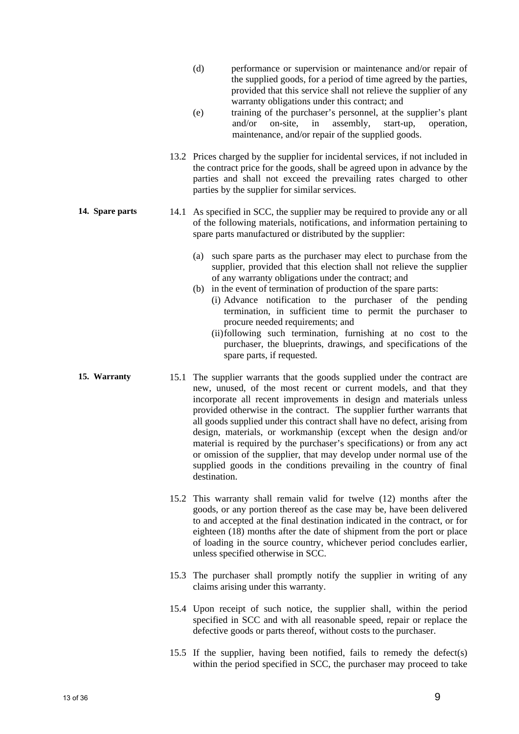(d) performance or supervision or maintenance and/or repair of the supplied goods, for a period of time agreed by the parties, provided that this service shall not relieve the supplier of any warranty obligations under this contract; and

(e) training of the purchaser's personnel, at the supplier's plant and/or on-site, in assembly, start-up, operation, maintenance, and/or repair of the supplied goods.

13.2 Prices charged by the supplier for incidental services, if not included in the contract price for the goods, shall be agreed upon in advance by the parties and shall not exceed the prevailing rates charged to other parties by the supplier for similar services.

**14. Spare parts**

14.1 As specified in SCC, the supplier may be required to provide any or all of the following materials, notifications, and information pertaining to spare parts manufactured or distributed by the supplier:

(a) such spare parts as the purchaser may elect to purchase from the supplier, provided that this election shall not relieve the supplier of any warranty obligations under the contract; and

(b) in the event of termination of production of the spare parts:

(i) Advance notification to the purchaser of the pending termination, in sufficient time to permit the purchaser to procure needed requirements; and

(ii) following such termination, furnishing at no cost to the purchaser, the blueprints, drawings, and specifications of the spare parts, if requested.

**15. Warranty**

15.1 The supplier warrants that the goods supplied under the contract are new, unused, of the most recent or current models, and that they incorporate all recent improvements in design and materials unless provided otherwise in the contract. The supplier further warrants that all goods supplied under this contract shall have no defect, arising from design, materials, or workmanship (except when the design and/or material is required by the purchaser's specifications) or from any act or omission of the supplier, that may develop under normal use of the supplied goods in the conditions prevailing in the country of final destination.

15.2 This warranty shall remain valid for twelve (12) months after the goods, or any portion thereof as the case may be, have been delivered to and accepted at the final destination indicated in the contract, or for eighteen (18) months after the date of shipment from the port or place of loading in the source country, whichever period concludes earlier, unless specified otherwise in SCC.

15.3 The purchaser shall promptly notify the supplier in writing of any claims arising under this warranty.

15.4 Upon receipt of such notice, the supplier shall, within the period specified in SCC and with all reasonable speed, repair or replace the defective goods or parts thereof, without costs to the purchaser.

15.5 If the supplier, having been notified, fails to remedy the defect(s) within the period specified in SCC, the purchaser may proceed to take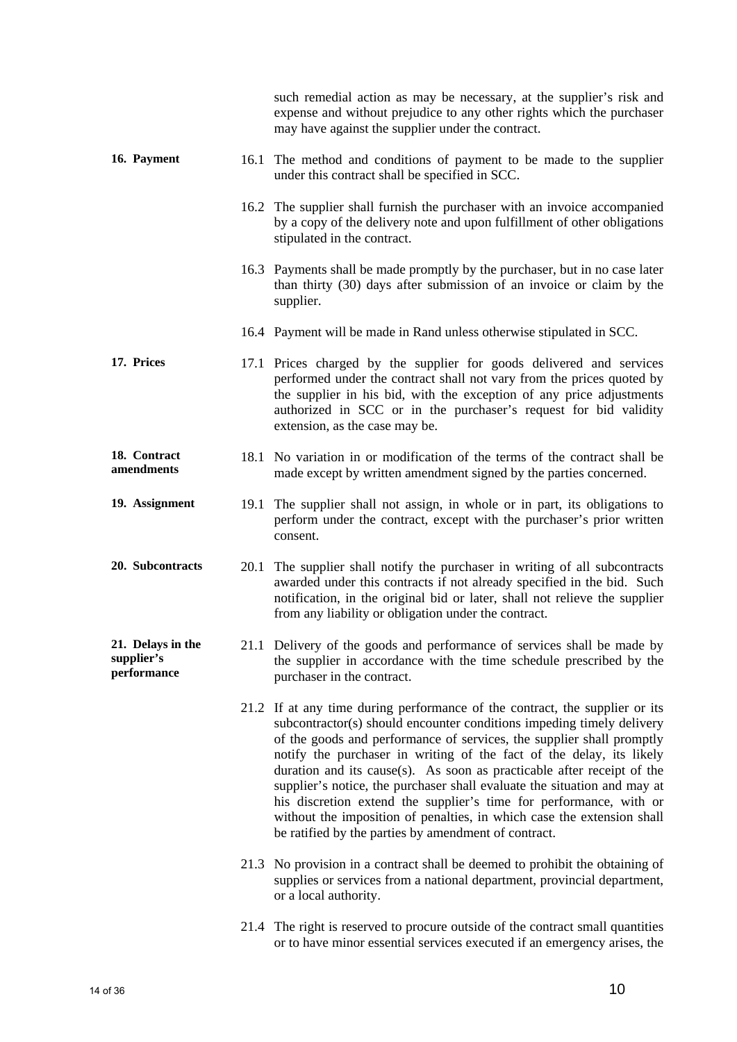such remedial action as may be necessary, at the supplier's risk and expense and without prejudice to any other rights which the purchaser may have against the supplier under the contract.

**16. Payment**

16.1 The method and conditions of payment to be made to the supplier under this contract shall be specified in SCC.

16.2 The supplier shall furnish the purchaser with an invoice accompanied by a copy of the delivery note and upon fulfillment of other obligations stipulated in the contract.

16.3 Payments shall be made promptly by the purchaser, but in no case later than thirty (30) days after submission of an invoice or claim by the supplier.

16.4 Payment will be made in Rand unless otherwise stipulated in SCC.

**17. Prices**

17.1 Prices charged by the supplier for goods delivered and services performed under the contract shall not vary from the prices quoted by the supplier in his bid, with the exception of any price adjustments authorized in SCC or in the purchaser's request for bid validity extension, as the case may be.

**18. Contract amendments**

18.1 No variation in or modification of the terms of the contract shall be made except by written amendment signed by the parties concerned.

**19. Assignment**

19.1 The supplier shall not assign, in whole or in part, its obligations to perform under the contract, except with the purchaser's prior written consent.

**20. Subcontracts**

20.1 The supplier shall notify the purchaser in writing of all subcontracts awarded under this contracts if not already specified in the bid. Such notification, in the original bid or later, shall not relieve the supplier from any liability or obligation under the contract.

**21. Delays in the supplier's performance**

21.1 Delivery of the goods and performance of services shall be made by the supplier in accordance with the time schedule prescribed by the purchaser in the contract.

21.2 If at any time during performance of the contract, the supplier or its subcontractor(s) should encounter conditions impeding timely delivery of the goods and performance of services, the supplier shall promptly notify the purchaser in writing of the fact of the delay, its likely duration and its cause(s). As soon as practicable after receipt of the supplier's notice, the purchaser shall evaluate the situation and may at his discretion extend the supplier's time for performance, with or without the imposition of penalties, in which case the extension shall be ratified by the parties by amendment of contract.

21.3 No provision in a contract shall be deemed to prohibit the obtaining of supplies or services from a national department, provincial department, or a local authority.

21.4 The right is reserved to procure outside of the contract small quantities or to have minor essential services executed if an emergency arises, the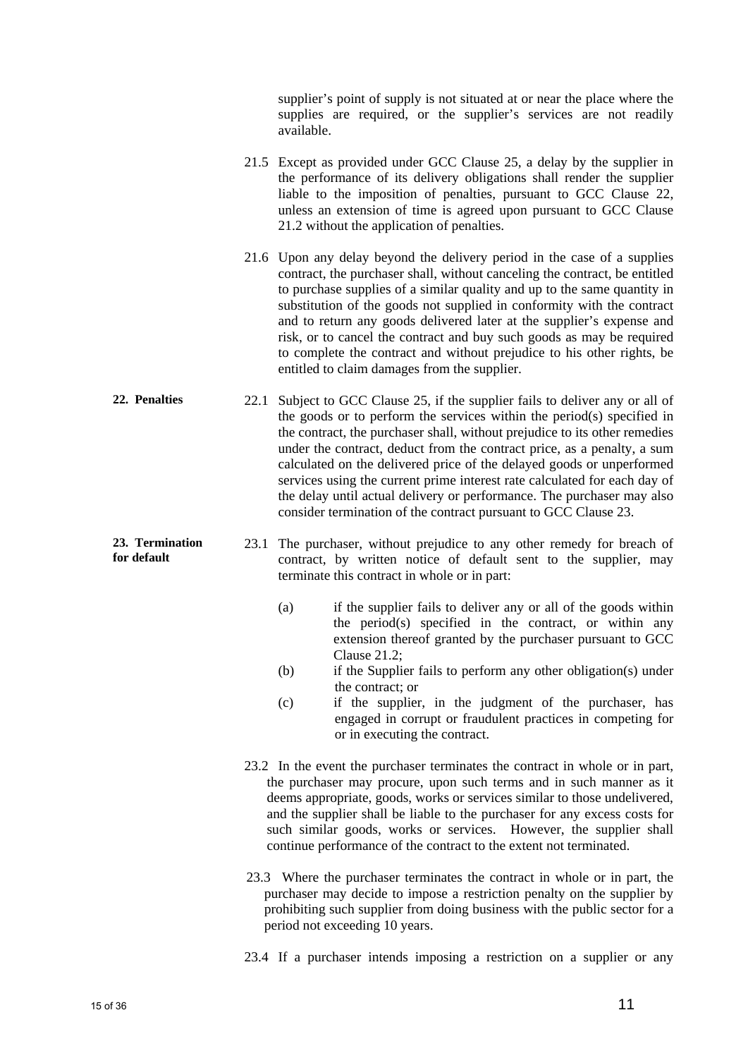supplier's point of supply is not situated at or near the place where the supplies are required, or the supplier's services are not readily available.

21.5 Except as provided under GCC Clause 25, a delay by the supplier in the performance of its delivery obligations shall render the supplier liable to the imposition of penalties, pursuant to GCC Clause 22, unless an extension of time is agreed upon pursuant to GCC Clause 21.2 without the application of penalties.

21.6 Upon any delay beyond the delivery period in the case of a supplies contract, the purchaser shall, without canceling the contract, be entitled to purchase supplies of a similar quality and up to the same quantity in substitution of the goods not supplied in conformity with the contract and to return any goods delivered later at the supplier's expense and risk, or to cancel the contract and buy such goods as may be required to complete the contract and without prejudice to his other rights, be entitled to claim damages from the supplier.

**22. Penalties**

22.1 Subject to GCC Clause 25, if the supplier fails to deliver any or all of the goods or to perform the services within the period(s) specified in the contract, the purchaser shall, without prejudice to its other remedies under the contract, deduct from the contract price, as a penalty, a sum calculated on the delivered price of the delayed goods or unperformed services using the current prime interest rate calculated for each day of the delay until actual delivery or performance. The purchaser may also consider termination of the contract pursuant to GCC Clause 23.

**23. Termination for default**

23.1 The purchaser, without prejudice to any other remedy for breach of contract, by written notice of default sent to the supplier, may terminate this contract in whole or in part:

(a) if the supplier fails to deliver any or all of the goods within the period(s) specified in the contract, or within any extension thereof granted by the purchaser pursuant to GCC Clause 21.2;

(b) if the Supplier fails to perform any other obligation(s) under the contract; or

(c) if the supplier, in the judgment of the purchaser, has engaged in corrupt or fraudulent practices in competing for or in executing the contract.

23.2 In the event the purchaser terminates the contract in whole or in part, the purchaser may procure, upon such terms and in such manner as it deems appropriate, goods, works or services similar to those undelivered, and the supplier shall be liable to the purchaser for any excess costs for such similar goods, works or services. However, the supplier shall continue performance of the contract to the extent not terminated.

23.3 Where the purchaser terminates the contract in whole or in part, the purchaser may decide to impose a restriction penalty on the supplier by prohibiting such supplier from doing business with the public sector for a period not exceeding 10 years.

23.4 If a purchaser intends imposing a restriction on a supplier or any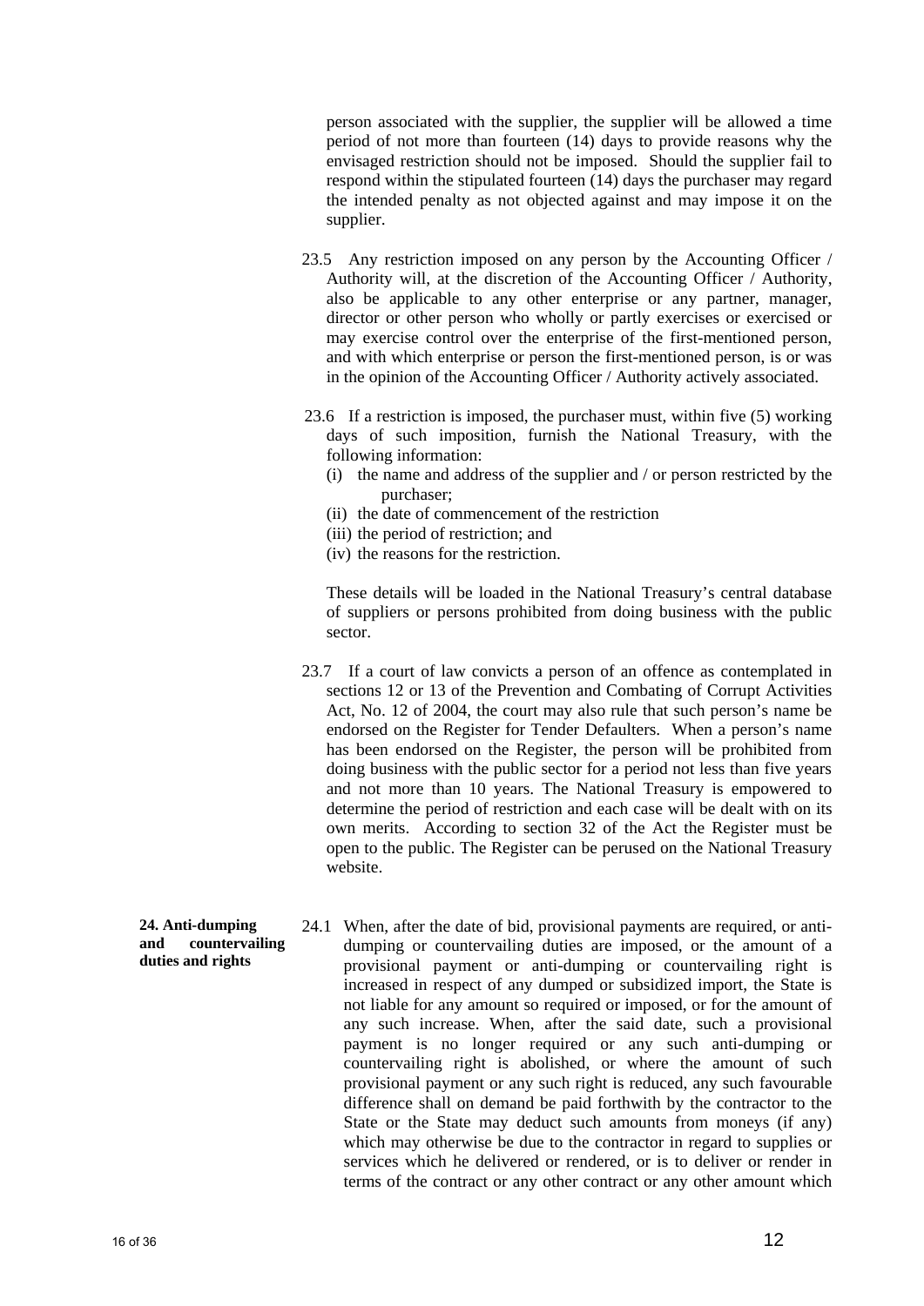person associated with the supplier, the supplier will be allowed a time period of not more than fourteen (14) days to provide reasons why the envisaged restriction should not be imposed. Should the supplier fail to respond within the stipulated fourteen (14) days the purchaser may regard the intended penalty as not objected against and may impose it on the supplier.

23.5 Any restriction imposed on any person by the Accounting Officer / Authority will, at the discretion of the Accounting Officer / Authority, also be applicable to any other enterprise or any partner, manager, director or other person who wholly or partly exercises or exercised or may exercise control over the enterprise of the first-mentioned person, and with which enterprise or person the first-mentioned person, is or was in the opinion of the Accounting Officer / Authority actively associated.

23.6 If a restriction is imposed, the purchaser must, within five (5) working days of such imposition, furnish the National Treasury, with the following information:

(i) the name and address of the supplier and / or person restricted by the purchaser;
(ii) the date of commencement of the restriction
(iii) the period of restriction; and
(iv) the reasons for the restriction.

These details will be loaded in the National Treasury's central database of suppliers or persons prohibited from doing business with the public sector.

23.7 If a court of law convicts a person of an offence as contemplated in sections 12 or 13 of the Prevention and Combating of Corrupt Activities Act, No. 12 of 2004, the court may also rule that such person's name be endorsed on the Register for Tender Defaulters. When a person's name has been endorsed on the Register, the person will be prohibited from doing business with the public sector for a period not less than five years and not more than 10 years. The National Treasury is empowered to determine the period of restriction and each case will be dealt with on its own merits. According to section 32 of the Act the Register must be open to the public. The Register can be perused on the National Treasury website.

**24. Anti-dumping and countervailing duties and rights**

24.1 When, after the date of bid, provisional payments are required, or anti-dumping or countervailing duties are imposed, or the amount of a provisional payment or anti-dumping or countervailing right is increased in respect of any dumped or subsidized import, the State is not liable for any amount so required or imposed, or for the amount of any such increase. When, after the said date, such a provisional payment is no longer required or any such anti-dumping or countervailing right is abolished, or where the amount of such provisional payment or any such right is reduced, any such favourable difference shall on demand be paid forthwith by the contractor to the State or the State may deduct such amounts from moneys (if any) which may otherwise be due to the contractor in regard to supplies or services which he delivered or rendered, or is to deliver or render in terms of the contract or any other contract or any other amount which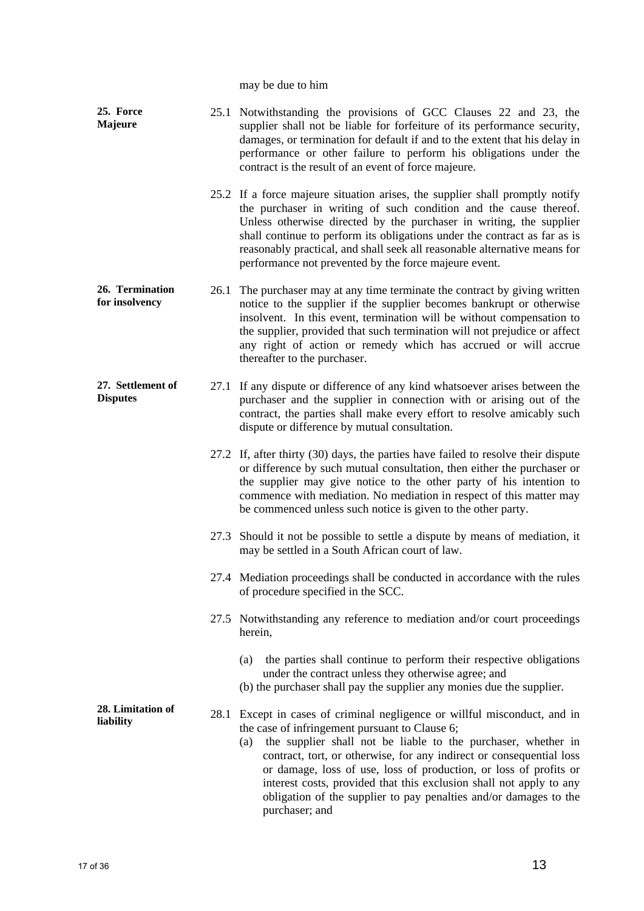may be due to him

**25. Force Majeure**

25.1 Notwithstanding the provisions of GCC Clauses 22 and 23, the supplier shall not be liable for forfeiture of its performance security, damages, or termination for default if and to the extent that his delay in performance or other failure to perform his obligations under the contract is the result of an event of force majeure.

25.2 If a force majeure situation arises, the supplier shall promptly notify the purchaser in writing of such condition and the cause thereof. Unless otherwise directed by the purchaser in writing, the supplier shall continue to perform its obligations under the contract as far as is reasonably practical, and shall seek all reasonable alternative means for performance not prevented by the force majeure event.

**26. Termination for insolvency**

26.1 The purchaser may at any time terminate the contract by giving written notice to the supplier if the supplier becomes bankrupt or otherwise insolvent. In this event, termination will be without compensation to the supplier, provided that such termination will not prejudice or affect any right of action or remedy which has accrued or will accrue thereafter to the purchaser.

**27. Settlement of Disputes**

27.1 If any dispute or difference of any kind whatsoever arises between the purchaser and the supplier in connection with or arising out of the contract, the parties shall make every effort to resolve amicably such dispute or difference by mutual consultation.

27.2 If, after thirty (30) days, the parties have failed to resolve their dispute or difference by such mutual consultation, then either the purchaser or the supplier may give notice to the other party of his intention to commence with mediation. No mediation in respect of this matter may be commenced unless such notice is given to the other party.

27.3 Should it not be possible to settle a dispute by means of mediation, it may be settled in a South African court of law.

27.4 Mediation proceedings shall be conducted in accordance with the rules of procedure specified in the SCC.

27.5 Notwithstanding any reference to mediation and/or court proceedings herein,

(a) the parties shall continue to perform their respective obligations under the contract unless they otherwise agree; and
(b) the purchaser shall pay the supplier any monies due the supplier.

**28. Limitation of liability**

28.1 Except in cases of criminal negligence or willful misconduct, and in the case of infringement pursuant to Clause 6;

(a) the supplier shall not be liable to the purchaser, whether in contract, tort, or otherwise, for any indirect or consequential loss or damage, loss of use, loss of production, or loss of profits or interest costs, provided that this exclusion shall not apply to any obligation of the supplier to pay penalties and/or damages to the purchaser; and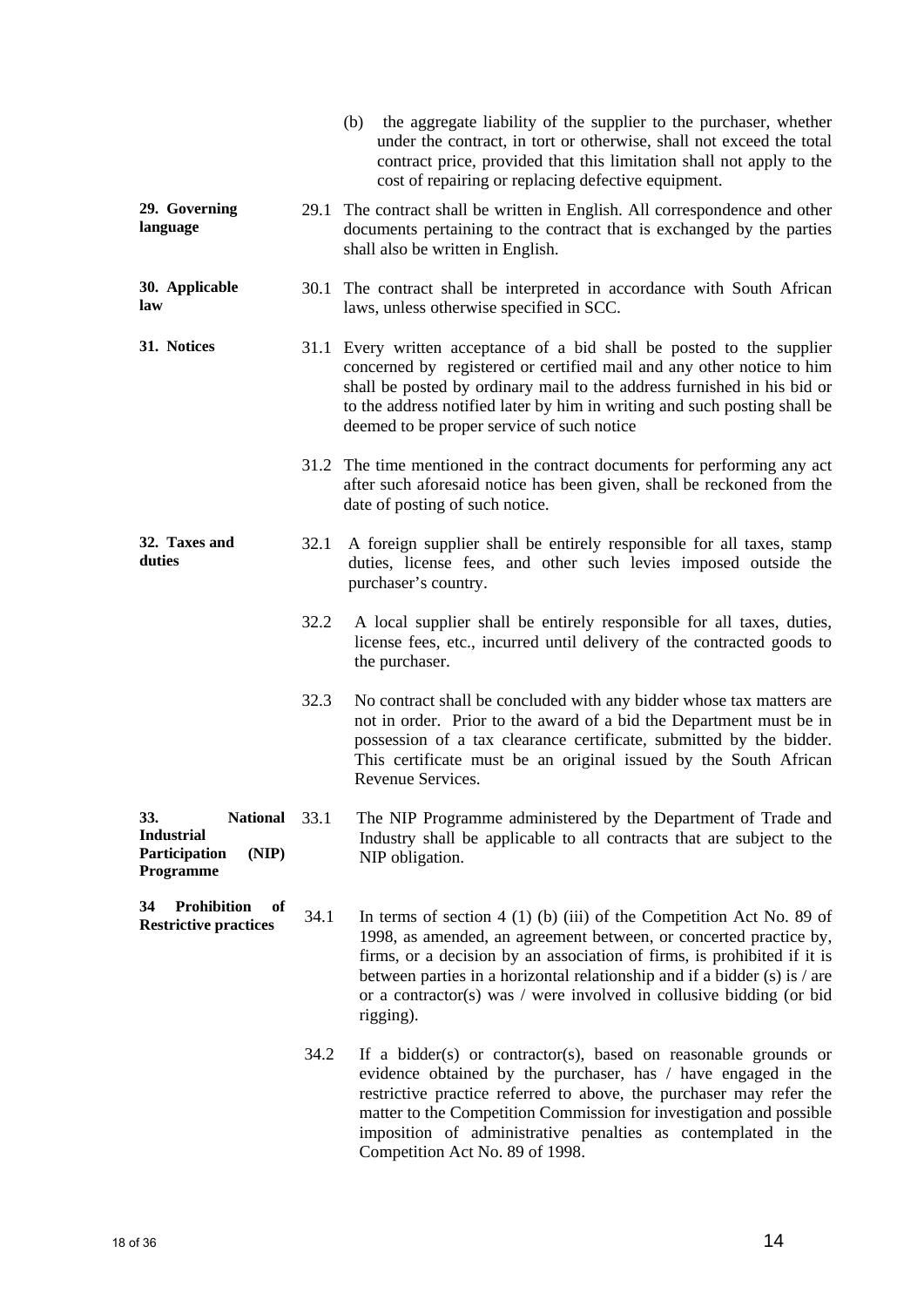(b) the aggregate liability of the supplier to the purchaser, whether under the contract, in tort or otherwise, shall not exceed the total contract price, provided that this limitation shall not apply to the cost of repairing or replacing defective equipment.

**29. Governing language**

29.1 The contract shall be written in English. All correspondence and other documents pertaining to the contract that is exchanged by the parties shall also be written in English.

**30. Applicable law**

30.1 The contract shall be interpreted in accordance with South African laws, unless otherwise specified in SCC.

**31. Notices**

31.1 Every written acceptance of a bid shall be posted to the supplier concerned by registered or certified mail and any other notice to him shall be posted by ordinary mail to the address furnished in his bid or to the address notified later by him in writing and such posting shall be deemed to be proper service of such notice

31.2 The time mentioned in the contract documents for performing any act after such aforesaid notice has been given, shall be reckoned from the date of posting of such notice.

**32. Taxes and duties**

32.1 A foreign supplier shall be entirely responsible for all taxes, stamp duties, license fees, and other such levies imposed outside the purchaser's country.

32.2 A local supplier shall be entirely responsible for all taxes, duties, license fees, etc., incurred until delivery of the contracted goods to the purchaser.

32.3 No contract shall be concluded with any bidder whose tax matters are not in order. Prior to the award of a bid the Department must be in possession of a tax clearance certificate, submitted by the bidder. This certificate must be an original issued by the South African Revenue Services.

**33. National Industrial Participation (NIP) Programme**

33.1 The NIP Programme administered by the Department of Trade and Industry shall be applicable to all contracts that are subject to the NIP obligation.

**34 Prohibition of Restrictive practices**

34.1 In terms of section 4 (1) (b) (iii) of the Competition Act No. 89 of 1998, as amended, an agreement between, or concerted practice by, firms, or a decision by an association of firms, is prohibited if it is between parties in a horizontal relationship and if a bidder (s) is / are or a contractor(s) was / were involved in collusive bidding (or bid rigging).

34.2 If a bidder(s) or contractor(s), based on reasonable grounds or evidence obtained by the purchaser, has / have engaged in the restrictive practice referred to above, the purchaser may refer the matter to the Competition Commission for investigation and possible imposition of administrative penalties as contemplated in the Competition Act No. 89 of 1998.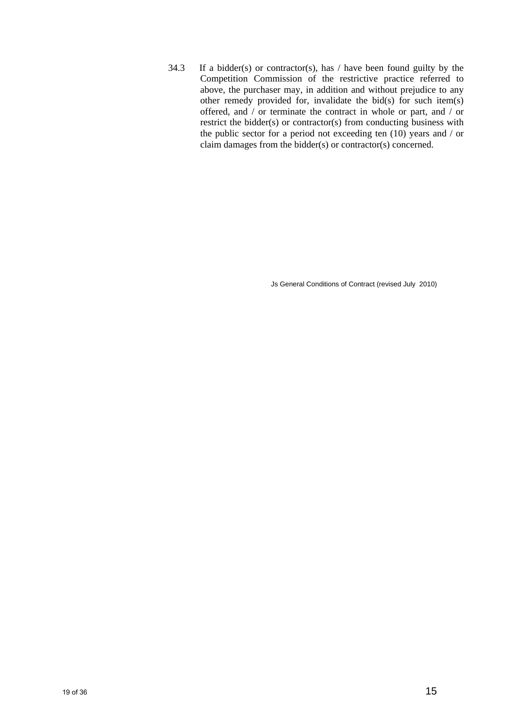34.3 If a bidder(s) or contractor(s), has / have been found guilty by the Competition Commission of the restrictive practice referred to above, the purchaser may, in addition and without prejudice to any other remedy provided for, invalidate the bid(s) for such item(s) offered, and / or terminate the contract in whole or part, and / or restrict the bidder(s) or contractor(s) from conducting business with the public sector for a period not exceeding ten (10) years and / or claim damages from the bidder(s) or contractor(s) concerned.

Js General Conditions of Contract (revised July 2010)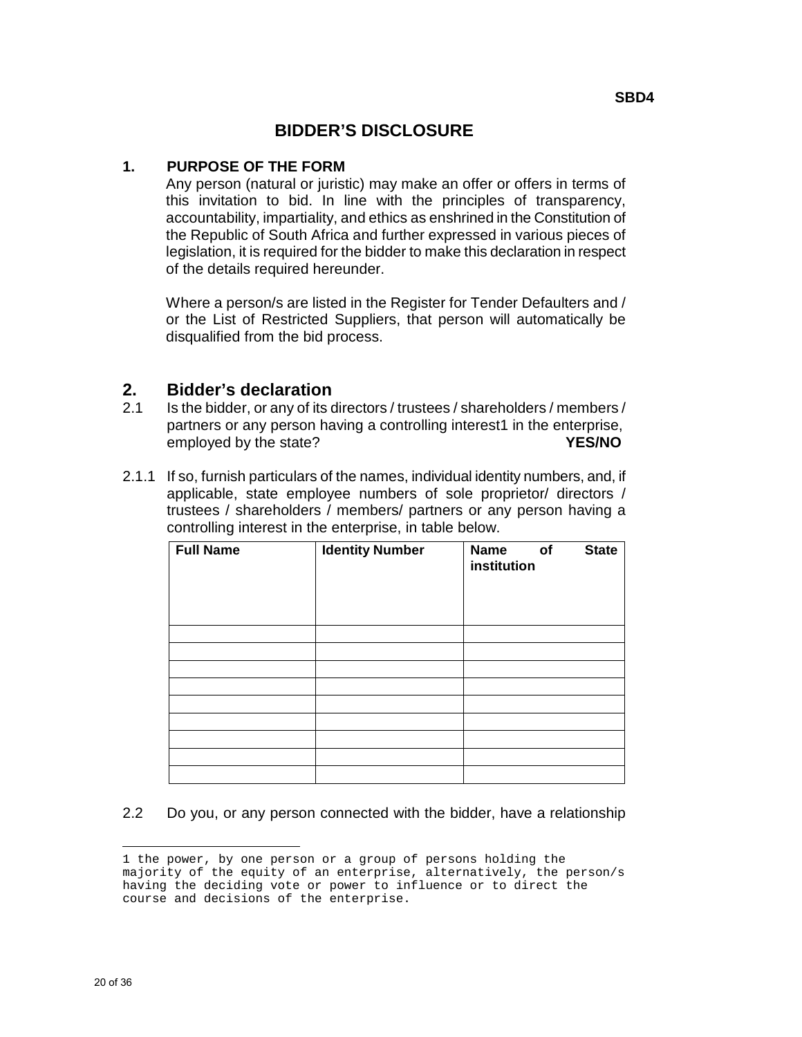**SBD4**

# BIDDER'S DISCLOSURE

## 1. PURPOSE OF THE FORM

Any person (natural or juristic) may make an offer or offers in terms of this invitation to bid. In line with the principles of transparency, accountability, impartiality, and ethics as enshrined in the Constitution of the Republic of South Africa and further expressed in various pieces of legislation, it is required for the bidder to make this declaration in respect of the details required hereunder.

Where a person/s are listed in the Register for Tender Defaulters and / or the List of Restricted Suppliers, that person will automatically be disqualified from the bid process.

## 2. Bidder's declaration

2.1 Is the bidder, or any of its directors / trustees / shareholders / members / partners or any person having a controlling interest[1] in the enterprise, employed by the state? **YES/NO**

2.1.1 If so, furnish particulars of the names, individual identity numbers, and, if applicable, state employee numbers of sole proprietor/ directors / trustees / shareholders / members/ partners or any person having a controlling interest in the enterprise, in table below.

| Full Name | Identity Number | Name of State institution |
|---|---|---|
| | | |
| | | |
| | | |
| | | |
| | | |
| | | |
| | | |
| | | |
| | | |

2.2 Do you, or any person connected with the bidder, have a relationship

---

[1] the power, by one person or a group of persons holding the majority of the equity of an enterprise, alternatively, the person/s having the deciding vote or power to influence or to direct the course and decisions of the enterprise.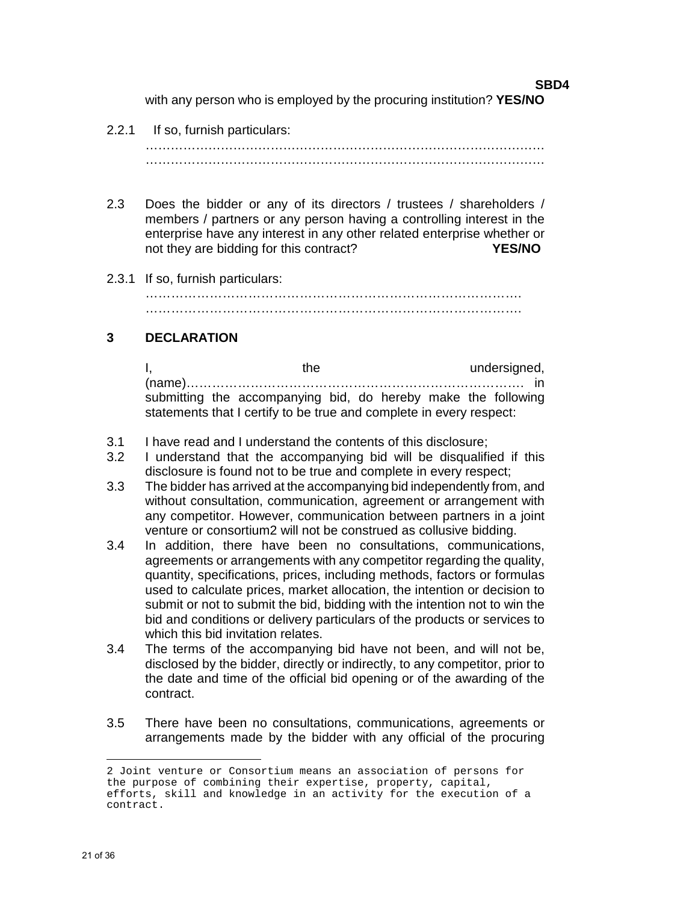with any person who is employed by the procuring institution? **YES/NO**

2.2.1 If so, furnish particulars:
……………………………………………………………………………………
……………………………………………………………………………………

2.3 Does the bidder or any of its directors / trustees / shareholders / members / partners or any person having a controlling interest in the enterprise have any interest in any other related enterprise whether or not they are bidding for this contract? **YES/NO**

2.3.1 If so, furnish particulars:
…………………………………………………………………………….
…………………………………………………………………………….

## 3 DECLARATION

I, the undersigned, (name)………………………………………………………………… in submitting the accompanying bid, do hereby make the following statements that I certify to be true and complete in every respect:

3.1 I have read and I understand the contents of this disclosure;

3.2 I understand that the accompanying bid will be disqualified if this disclosure is found not to be true and complete in every respect;

3.3 The bidder has arrived at the accompanying bid independently from, and without consultation, communication, agreement or arrangement with any competitor. However, communication between partners in a joint venture or consortium2 will not be construed as collusive bidding.

3.4 In addition, there have been no consultations, communications, agreements or arrangements with any competitor regarding the quality, quantity, specifications, prices, including methods, factors or formulas used to calculate prices, market allocation, the intention or decision to submit or not to submit the bid, bidding with the intention not to win the bid and conditions or delivery particulars of the products or services to which this bid invitation relates.

3.4 The terms of the accompanying bid have not been, and will not be, disclosed by the bidder, directly or indirectly, to any competitor, prior to the date and time of the official bid opening or of the awarding of the contract.

3.5 There have been no consultations, communications, agreements or arrangements made by the bidder with any official of the procuring

---

2 Joint venture or Consortium means an association of persons for the purpose of combining their expertise, property, capital, efforts, skill and knowledge in an activity for the execution of a contract.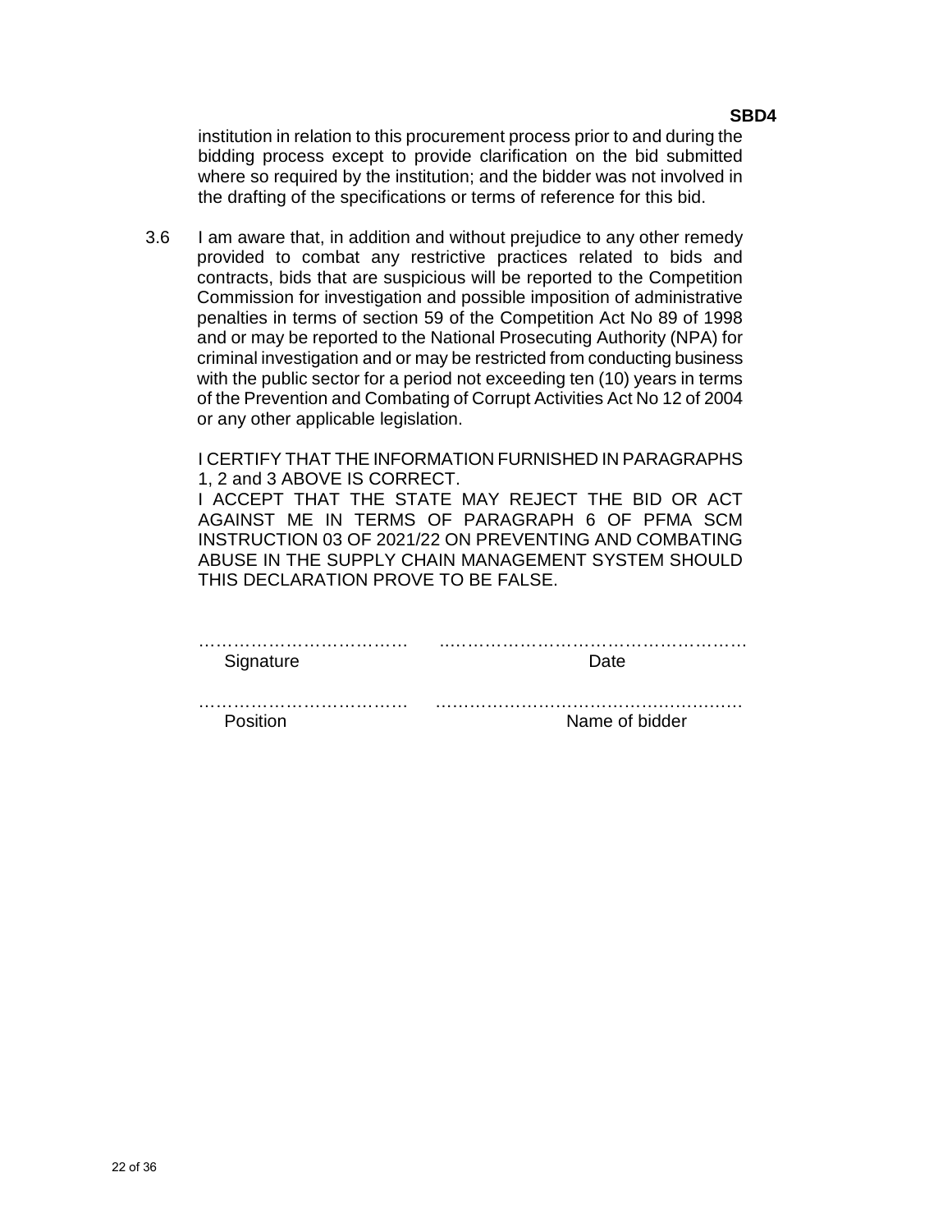institution in relation to this procurement process prior to and during the bidding process except to provide clarification on the bid submitted where so required by the institution; and the bidder was not involved in the drafting of the specifications or terms of reference for this bid.

3.6 I am aware that, in addition and without prejudice to any other remedy provided to combat any restrictive practices related to bids and contracts, bids that are suspicious will be reported to the Competition Commission for investigation and possible imposition of administrative penalties in terms of section 59 of the Competition Act No 89 of 1998 and or may be reported to the National Prosecuting Authority (NPA) for criminal investigation and or may be restricted from conducting business with the public sector for a period not exceeding ten (10) years in terms of the Prevention and Combating of Corrupt Activities Act No 12 of 2004 or any other applicable legislation.

I CERTIFY THAT THE INFORMATION FURNISHED IN PARAGRAPHS 1, 2 and 3 ABOVE IS CORRECT.

I ACCEPT THAT THE STATE MAY REJECT THE BID OR ACT AGAINST ME IN TERMS OF PARAGRAPH 6 OF PFMA SCM INSTRUCTION 03 OF 2021/22 ON PREVENTING AND COMBATING ABUSE IN THE SUPPLY CHAIN MANAGEMENT SYSTEM SHOULD THIS DECLARATION PROVE TO BE FALSE.

……………………………… ………………………………………………
Signature Date

……………………………… ………………………………………………
Position Name of bidder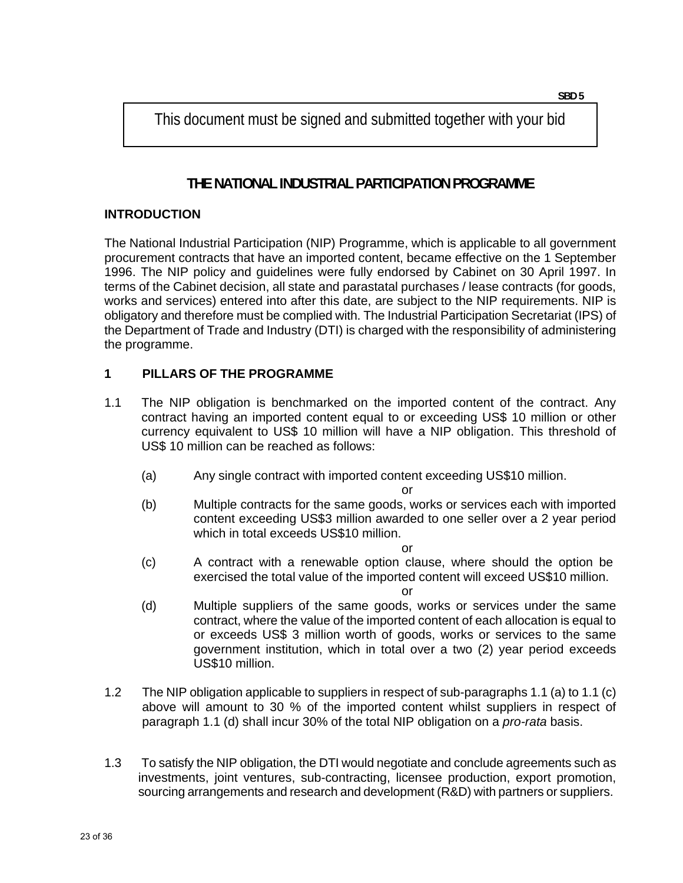SBD 5

> This document must be signed and submitted together with your bid

# THE NATIONAL INDUSTRIAL PARTICIPATION PROGRAMME

**INTRODUCTION**

The National Industrial Participation (NIP) Programme, which is applicable to all government procurement contracts that have an imported content, became effective on the 1 September 1996. The NIP policy and guidelines were fully endorsed by Cabinet on 30 April 1997. In terms of the Cabinet decision, all state and parastatal purchases / lease contracts (for goods, works and services) entered into after this date, are subject to the NIP requirements. NIP is obligatory and therefore must be complied with. The Industrial Participation Secretariat (IPS) of the Department of Trade and Industry (DTI) is charged with the responsibility of administering the programme.

**1 PILLARS OF THE PROGRAMME**

1.1 The NIP obligation is benchmarked on the imported content of the contract. Any contract having an imported content equal to or exceeding US$ 10 million or other currency equivalent to US$ 10 million will have a NIP obligation. This threshold of US$ 10 million can be reached as follows:

(a) Any single contract with imported content exceeding US$10 million.

or

(b) Multiple contracts for the same goods, works or services each with imported content exceeding US$3 million awarded to one seller over a 2 year period which in total exceeds US$10 million.

or

(c) A contract with a renewable option clause, where should the option be exercised the total value of the imported content will exceed US$10 million.

or

(d) Multiple suppliers of the same goods, works or services under the same contract, where the value of the imported content of each allocation is equal to or exceeds US$ 3 million worth of goods, works or services to the same government institution, which in total over a two (2) year period exceeds US$10 million.

1.2 The NIP obligation applicable to suppliers in respect of sub-paragraphs 1.1 (a) to 1.1 (c) above will amount to 30 % of the imported content whilst suppliers in respect of paragraph 1.1 (d) shall incur 30% of the total NIP obligation on a *pro-rata* basis.

1.3 To satisfy the NIP obligation, the DTI would negotiate and conclude agreements such as investments, joint ventures, sub-contracting, licensee production, export promotion, sourcing arrangements and research and development (R&D) with partners or suppliers.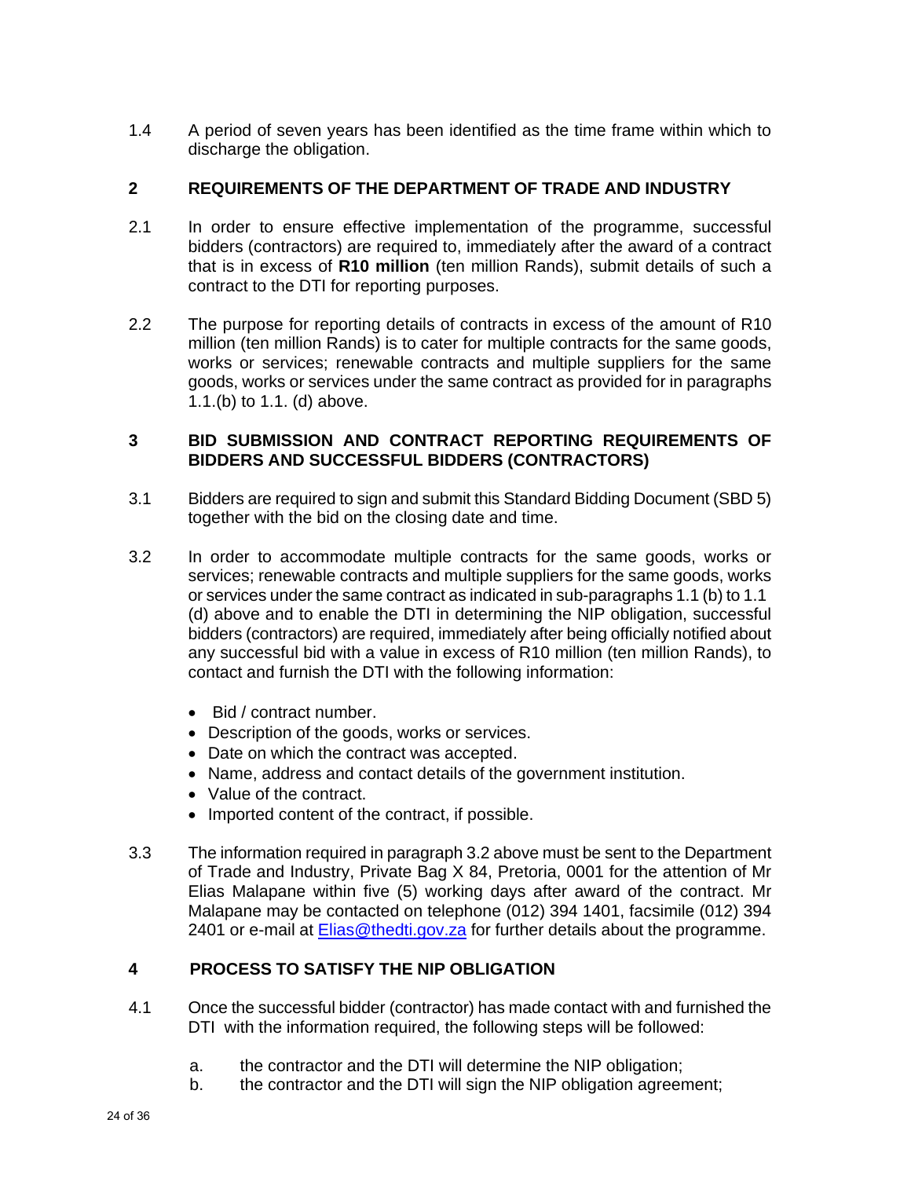1.4 A period of seven years has been identified as the time frame within which to discharge the obligation.

## 2 REQUIREMENTS OF THE DEPARTMENT OF TRADE AND INDUSTRY

2.1 In order to ensure effective implementation of the programme, successful bidders (contractors) are required to, immediately after the award of a contract that is in excess of **R10 million** (ten million Rands), submit details of such a contract to the DTI for reporting purposes.

2.2 The purpose for reporting details of contracts in excess of the amount of R10 million (ten million Rands) is to cater for multiple contracts for the same goods, works or services; renewable contracts and multiple suppliers for the same goods, works or services under the same contract as provided for in paragraphs 1.1.(b) to 1.1. (d) above.

## 3 BID SUBMISSION AND CONTRACT REPORTING REQUIREMENTS OF BIDDERS AND SUCCESSFUL BIDDERS (CONTRACTORS)

3.1 Bidders are required to sign and submit this Standard Bidding Document (SBD 5) together with the bid on the closing date and time.

3.2 In order to accommodate multiple contracts for the same goods, works or services; renewable contracts and multiple suppliers for the same goods, works or services under the same contract as indicated in sub-paragraphs 1.1 (b) to 1.1 (d) above and to enable the DTI in determining the NIP obligation, successful bidders (contractors) are required, immediately after being officially notified about any successful bid with a value in excess of R10 million (ten million Rands), to contact and furnish the DTI with the following information:

- Bid / contract number.
- Description of the goods, works or services.
- Date on which the contract was accepted.
- Name, address and contact details of the government institution.
- Value of the contract.
- Imported content of the contract, if possible.

3.3 The information required in paragraph 3.2 above must be sent to the Department of Trade and Industry, Private Bag X 84, Pretoria, 0001 for the attention of Mr Elias Malapane within five (5) working days after award of the contract. Mr Malapane may be contacted on telephone (012) 394 1401, facsimile (012) 394 2401 or e-mail at Elias@thedti.gov.za for further details about the programme.

## 4 PROCESS TO SATISFY THE NIP OBLIGATION

4.1 Once the successful bidder (contractor) has made contact with and furnished the DTI with the information required, the following steps will be followed:

a. the contractor and the DTI will determine the NIP obligation;
b. the contractor and the DTI will sign the NIP obligation agreement;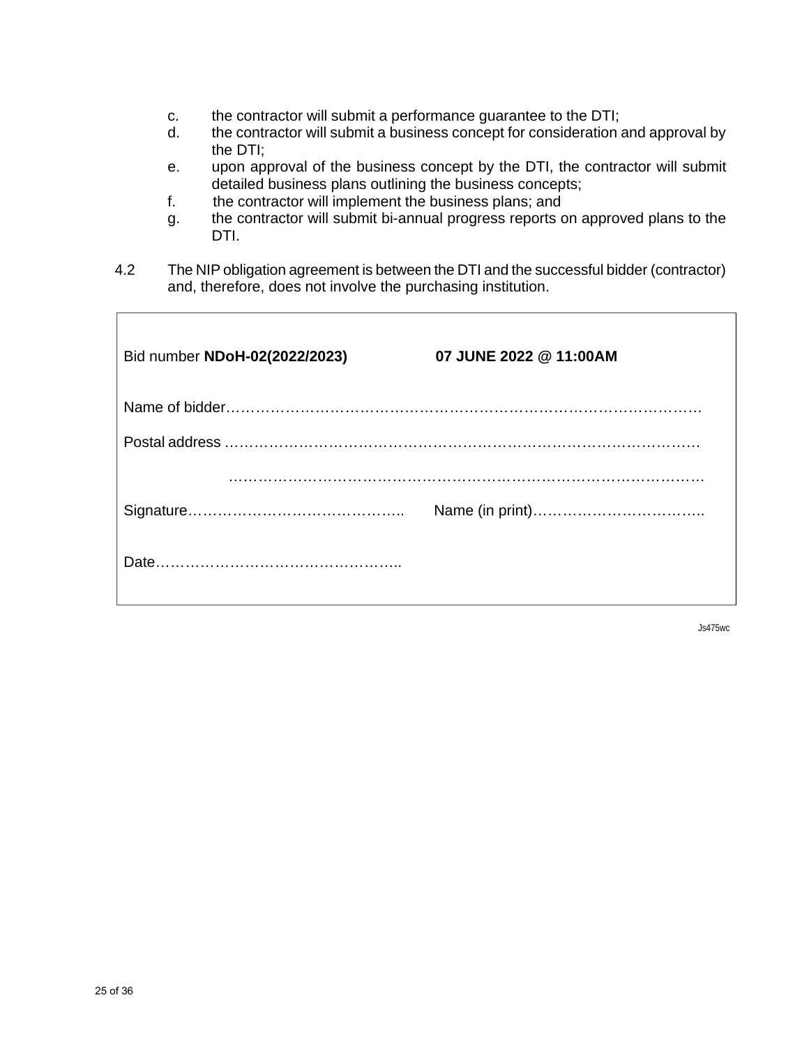c. the contractor will submit a performance guarantee to the DTI;
d. the contractor will submit a business concept for consideration and approval by the DTI;
e. upon approval of the business concept by the DTI, the contractor will submit detailed business plans outlining the business concepts;
f. the contractor will implement the business plans; and
g. the contractor will submit bi-annual progress reports on approved plans to the DTI.

4.2 The NIP obligation agreement is between the DTI and the successful bidder (contractor) and, therefore, does not involve the purchasing institution.

Bid number **NDoH-02(2022/2023)** **07 JUNE 2022 @ 11:00AM**

Name of bidder……………………………………………………………………………………

Postal address ……………………………………………………………………………………

……………………………………………………………………………………

Signature…………………………………….. Name (in print)……………………………..

Date…………………………………………..

Js475wc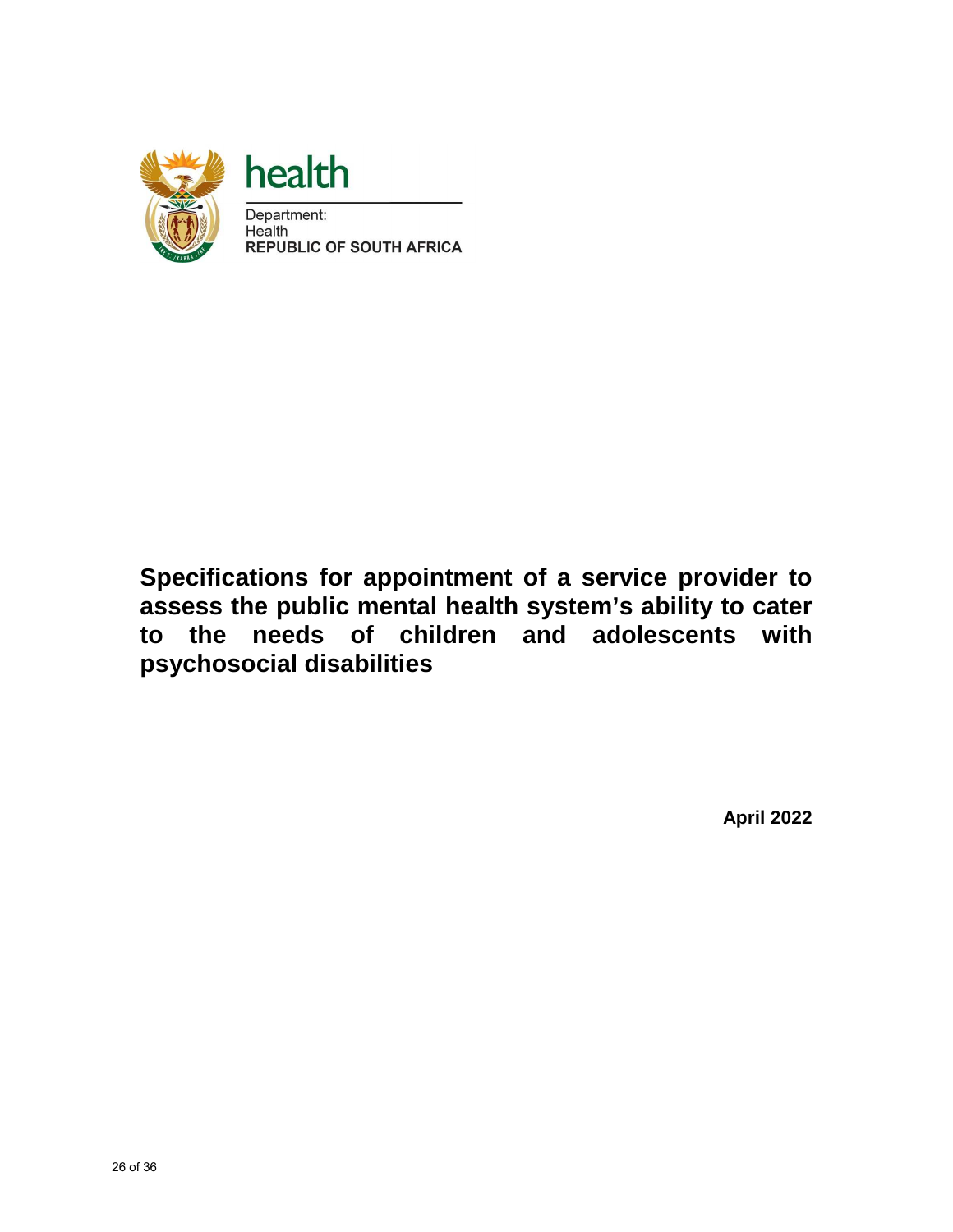health

Department:
Health
**REPUBLIC OF SOUTH AFRICA**

# Specifications for appointment of a service provider to assess the public mental health system's ability to cater to the needs of children and adolescents with psychosocial disabilities

**April 2022**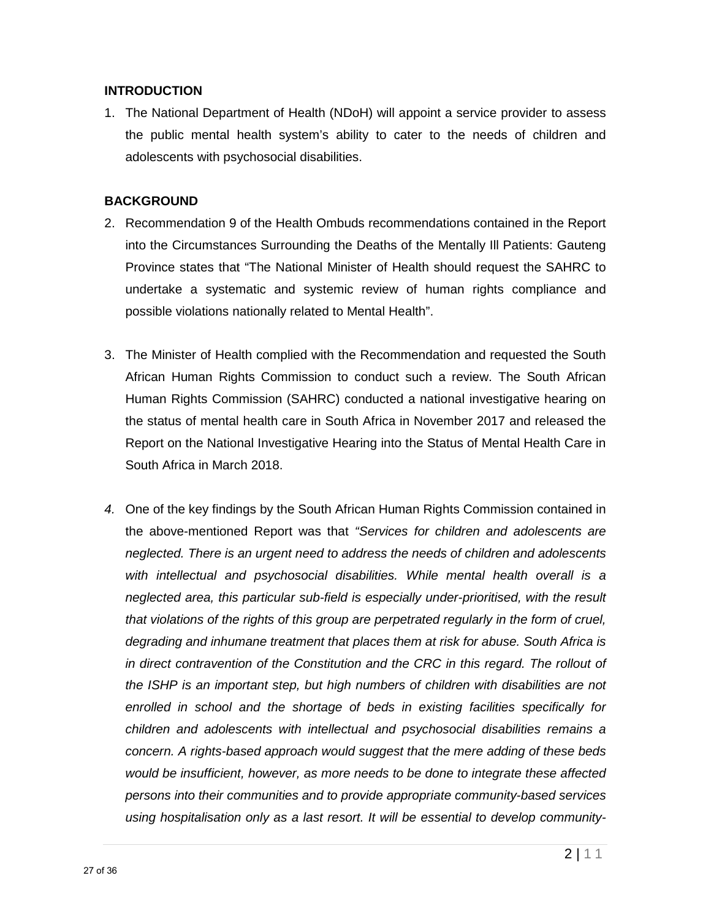**INTRODUCTION**

1. The National Department of Health (NDoH) will appoint a service provider to assess the public mental health system's ability to cater to the needs of children and adolescents with psychosocial disabilities.

**BACKGROUND**

2. Recommendation 9 of the Health Ombuds recommendations contained in the Report into the Circumstances Surrounding the Deaths of the Mentally Ill Patients: Gauteng Province states that "The National Minister of Health should request the SAHRC to undertake a systematic and systemic review of human rights compliance and possible violations nationally related to Mental Health".

3. The Minister of Health complied with the Recommendation and requested the South African Human Rights Commission to conduct such a review. The South African Human Rights Commission (SAHRC) conducted a national investigative hearing on the status of mental health care in South Africa in November 2017 and released the Report on the National Investigative Hearing into the Status of Mental Health Care in South Africa in March 2018.

4. One of the key findings by the South African Human Rights Commission contained in the above-mentioned Report was that *"Services for children and adolescents are neglected. There is an urgent need to address the needs of children and adolescents with intellectual and psychosocial disabilities. While mental health overall is a neglected area, this particular sub-field is especially under-prioritised, with the result that violations of the rights of this group are perpetrated regularly in the form of cruel, degrading and inhumane treatment that places them at risk for abuse. South Africa is in direct contravention of the Constitution and the CRC in this regard. The rollout of the ISHP is an important step, but high numbers of children with disabilities are not enrolled in school and the shortage of beds in existing facilities specifically for children and adolescents with intellectual and psychosocial disabilities remains a concern. A rights-based approach would suggest that the mere adding of these beds would be insufficient, however, as more needs to be done to integrate these affected persons into their communities and to provide appropriate community-based services using hospitalisation only as a last resort. It will be essential to develop community-*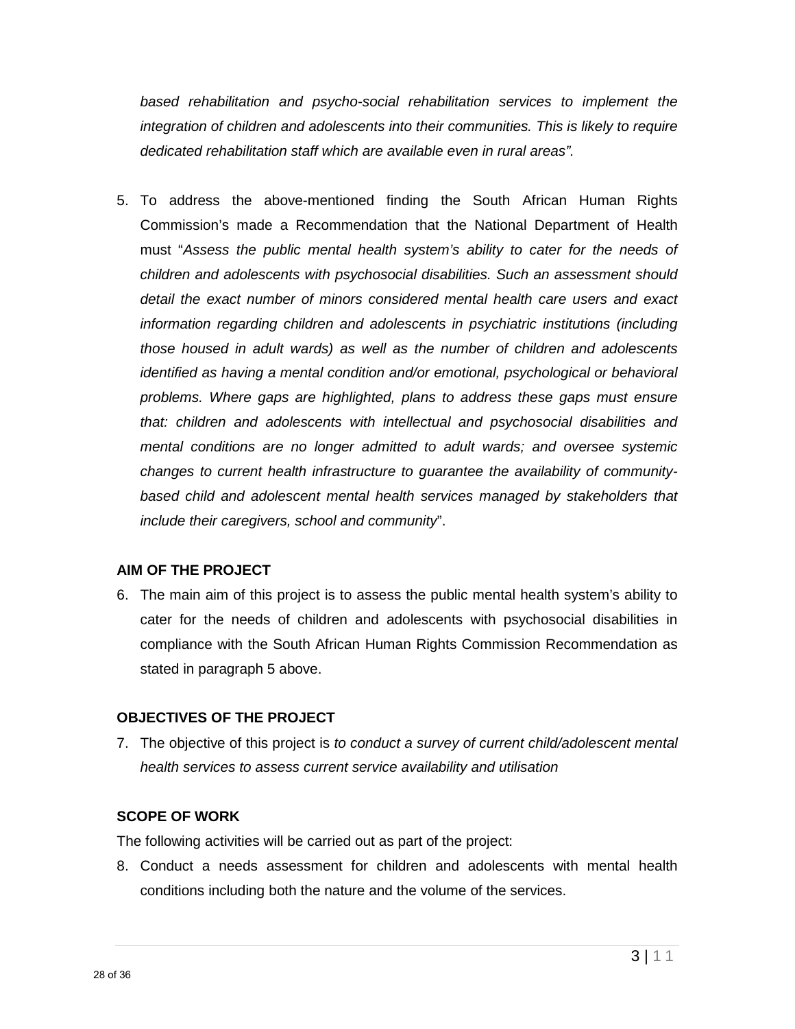*based rehabilitation and psycho-social rehabilitation services to implement the integration of children and adolescents into their communities. This is likely to require dedicated rehabilitation staff which are available even in rural areas".*

5. To address the above-mentioned finding the South African Human Rights Commission's made a Recommendation that the National Department of Health must "*Assess the public mental health system's ability to cater for the needs of children and adolescents with psychosocial disabilities. Such an assessment should detail the exact number of minors considered mental health care users and exact information regarding children and adolescents in psychiatric institutions (including those housed in adult wards) as well as the number of children and adolescents identified as having a mental condition and/or emotional, psychological or behavioral problems. Where gaps are highlighted, plans to address these gaps must ensure that: children and adolescents with intellectual and psychosocial disabilities and mental conditions are no longer admitted to adult wards; and oversee systemic changes to current health infrastructure to guarantee the availability of community-based child and adolescent mental health services managed by stakeholders that include their caregivers, school and community*".

**AIM OF THE PROJECT**

6. The main aim of this project is to assess the public mental health system's ability to cater for the needs of children and adolescents with psychosocial disabilities in compliance with the South African Human Rights Commission Recommendation as stated in paragraph 5 above.

**OBJECTIVES OF THE PROJECT**

7. The objective of this project is *to conduct a survey of current child/adolescent mental health services to assess current service availability and utilisation*

**SCOPE OF WORK**

The following activities will be carried out as part of the project:

8. Conduct a needs assessment for children and adolescents with mental health conditions including both the nature and the volume of the services.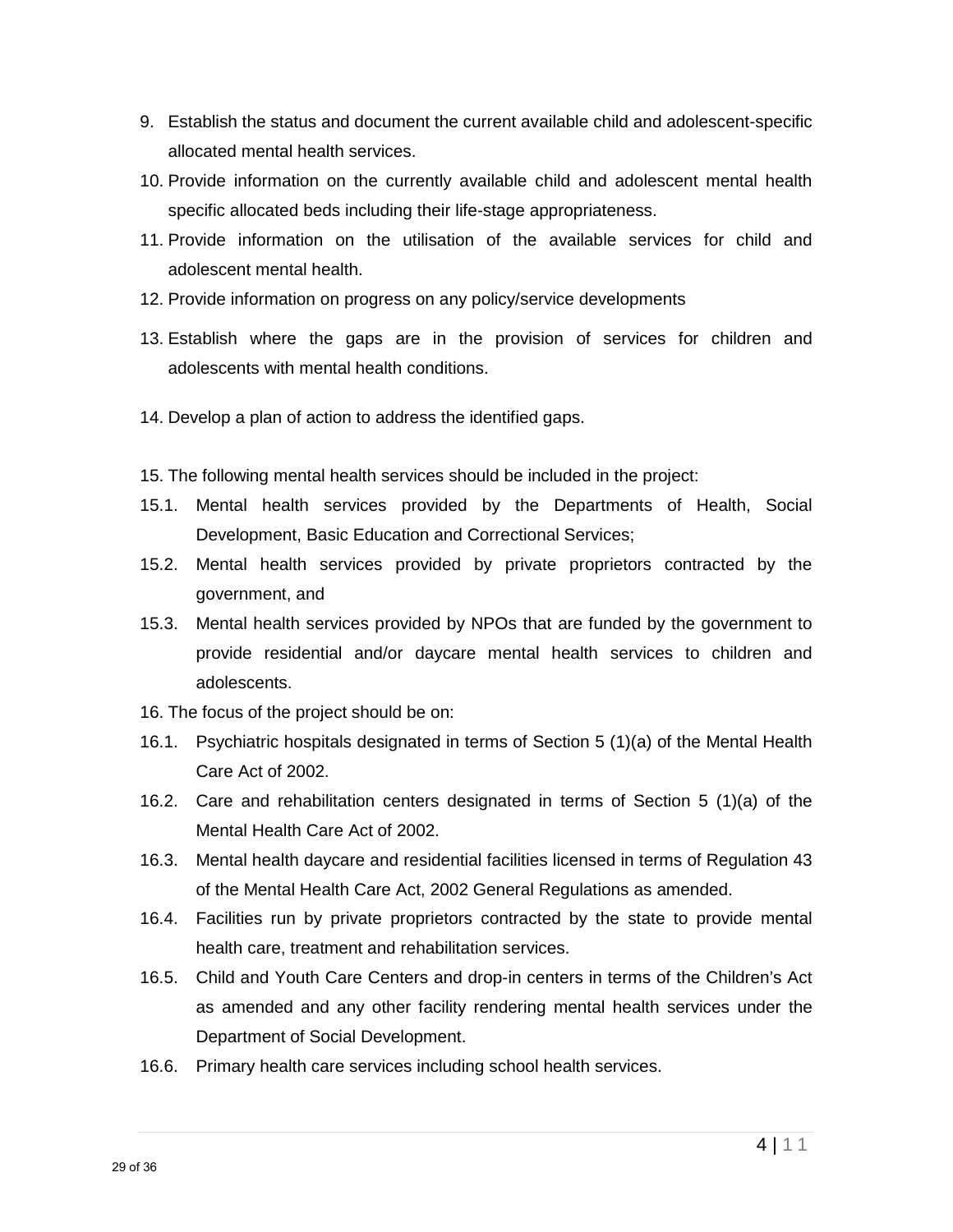9. Establish the status and document the current available child and adolescent-specific allocated mental health services.
10. Provide information on the currently available child and adolescent mental health specific allocated beds including their life-stage appropriateness.
11. Provide information on the utilisation of the available services for child and adolescent mental health.
12. Provide information on progress on any policy/service developments
13. Establish where the gaps are in the provision of services for children and adolescents with mental health conditions.
14. Develop a plan of action to address the identified gaps.
15. The following mental health services should be included in the project:

15.1. Mental health services provided by the Departments of Health, Social Development, Basic Education and Correctional Services;

15.2. Mental health services provided by private proprietors contracted by the government, and

15.3. Mental health services provided by NPOs that are funded by the government to provide residential and/or daycare mental health services to children and adolescents.

16. The focus of the project should be on:

16.1. Psychiatric hospitals designated in terms of Section 5 (1)(a) of the Mental Health Care Act of 2002.

16.2. Care and rehabilitation centers designated in terms of Section 5 (1)(a) of the Mental Health Care Act of 2002.

16.3. Mental health daycare and residential facilities licensed in terms of Regulation 43 of the Mental Health Care Act, 2002 General Regulations as amended.

16.4. Facilities run by private proprietors contracted by the state to provide mental health care, treatment and rehabilitation services.

16.5. Child and Youth Care Centers and drop-in centers in terms of the Children's Act as amended and any other facility rendering mental health services under the Department of Social Development.

16.6. Primary health care services including school health services.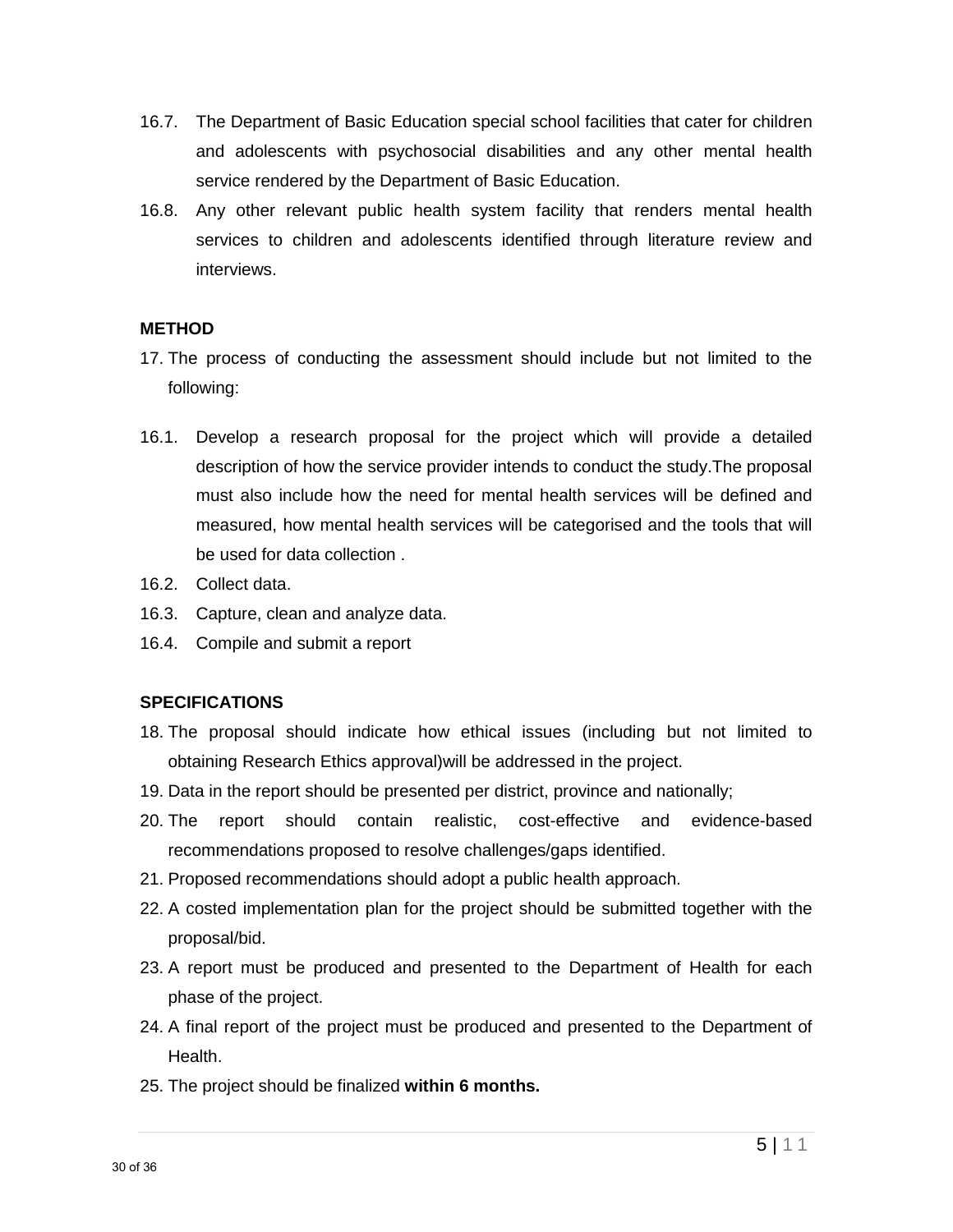16.7. The Department of Basic Education special school facilities that cater for children and adolescents with psychosocial disabilities and any other mental health service rendered by the Department of Basic Education.

16.8. Any other relevant public health system facility that renders mental health services to children and adolescents identified through literature review and interviews.

**METHOD**

17. The process of conducting the assessment should include but not limited to the following:

16.1. Develop a research proposal for the project which will provide a detailed description of how the service provider intends to conduct the study.The proposal must also include how the need for mental health services will be defined and measured, how mental health services will be categorised and the tools that will be used for data collection .

16.2. Collect data.

16.3. Capture, clean and analyze data.

16.4. Compile and submit a report

**SPECIFICATIONS**

18. The proposal should indicate how ethical issues (including but not limited to obtaining Research Ethics approval)will be addressed in the project.
19. Data in the report should be presented per district, province and nationally;
20. The report should contain realistic, cost-effective and evidence-based recommendations proposed to resolve challenges/gaps identified.
21. Proposed recommendations should adopt a public health approach.
22. A costed implementation plan for the project should be submitted together with the proposal/bid.
23. A report must be produced and presented to the Department of Health for each phase of the project.
24. A final report of the project must be produced and presented to the Department of Health.
25. The project should be finalized **within 6 months.**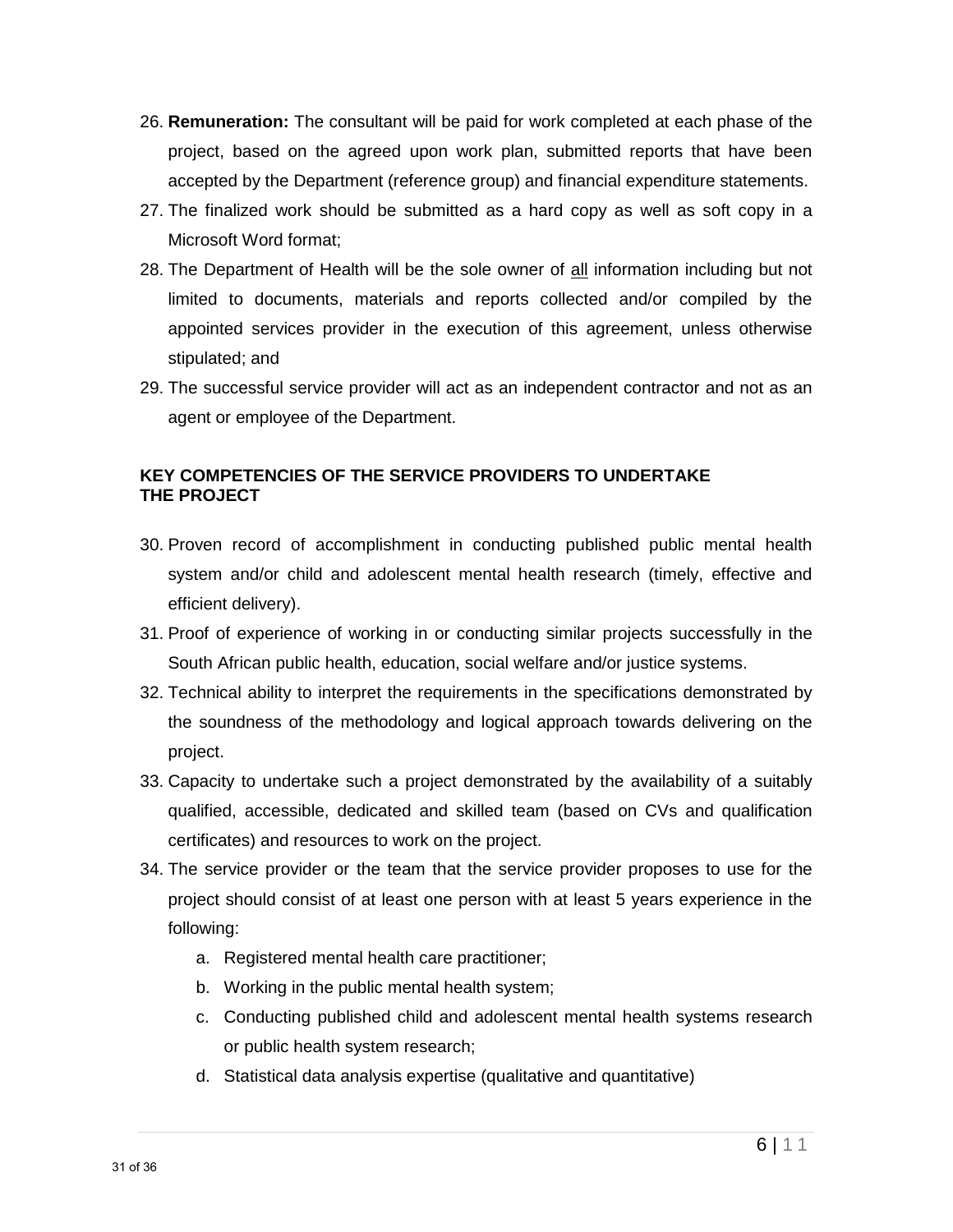26. **Remuneration:** The consultant will be paid for work completed at each phase of the project, based on the agreed upon work plan, submitted reports that have been accepted by the Department (reference group) and financial expenditure statements.
27. The finalized work should be submitted as a hard copy as well as soft copy in a Microsoft Word format;
28. The Department of Health will be the sole owner of <u>all</u> information including but not limited to documents, materials and reports collected and/or compiled by the appointed services provider in the execution of this agreement, unless otherwise stipulated; and
29. The successful service provider will act as an independent contractor and not as an agent or employee of the Department.

**KEY COMPETENCIES OF THE SERVICE PROVIDERS TO UNDERTAKE THE PROJECT**

30. Proven record of accomplishment in conducting published public mental health system and/or child and adolescent mental health research (timely, effective and efficient delivery).
31. Proof of experience of working in or conducting similar projects successfully in the South African public health, education, social welfare and/or justice systems.
32. Technical ability to interpret the requirements in the specifications demonstrated by the soundness of the methodology and logical approach towards delivering on the project.
33. Capacity to undertake such a project demonstrated by the availability of a suitably qualified, accessible, dedicated and skilled team (based on CVs and qualification certificates) and resources to work on the project.
34. The service provider or the team that the service provider proposes to use for the project should consist of at least one person with at least 5 years experience in the following:
    a. Registered mental health care practitioner;
    b. Working in the public mental health system;
    c. Conducting published child and adolescent mental health systems research or public health system research;
    d. Statistical data analysis expertise (qualitative and quantitative)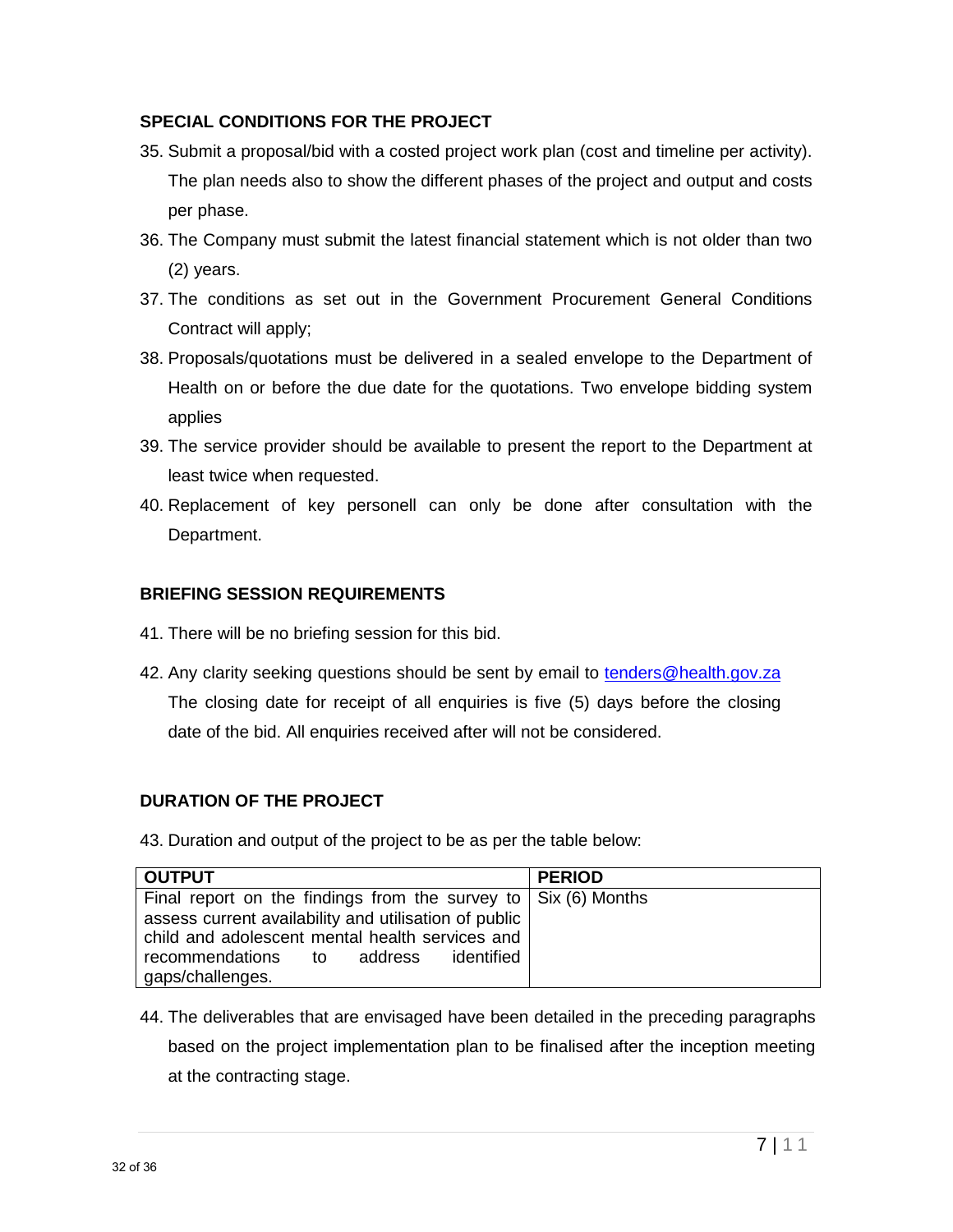## SPECIAL CONDITIONS FOR THE PROJECT

35. Submit a proposal/bid with a costed project work plan (cost and timeline per activity). The plan needs also to show the different phases of the project and output and costs per phase.
36. The Company must submit the latest financial statement which is not older than two (2) years.
37. The conditions as set out in the Government Procurement General Conditions Contract will apply;
38. Proposals/quotations must be delivered in a sealed envelope to the Department of Health on or before the due date for the quotations. Two envelope bidding system applies
39. The service provider should be available to present the report to the Department at least twice when requested.
40. Replacement of key personell can only be done after consultation with the Department.

## BRIEFING SESSION REQUIREMENTS

41. There will be no briefing session for this bid.
42. Any clarity seeking questions should be sent by email to tenders@health.gov.za The closing date for receipt of all enquiries is five (5) days before the closing date of the bid. All enquiries received after will not be considered.

## DURATION OF THE PROJECT

43. Duration and output of the project to be as per the table below:

| OUTPUT | PERIOD |
|---|---|
| Final report on the findings from the survey to assess current availability and utilisation of public child and adolescent mental health services and recommendations to address identified gaps/challenges. | Six (6) Months |

44. The deliverables that are envisaged have been detailed in the preceding paragraphs based on the project implementation plan to be finalised after the inception meeting at the contracting stage.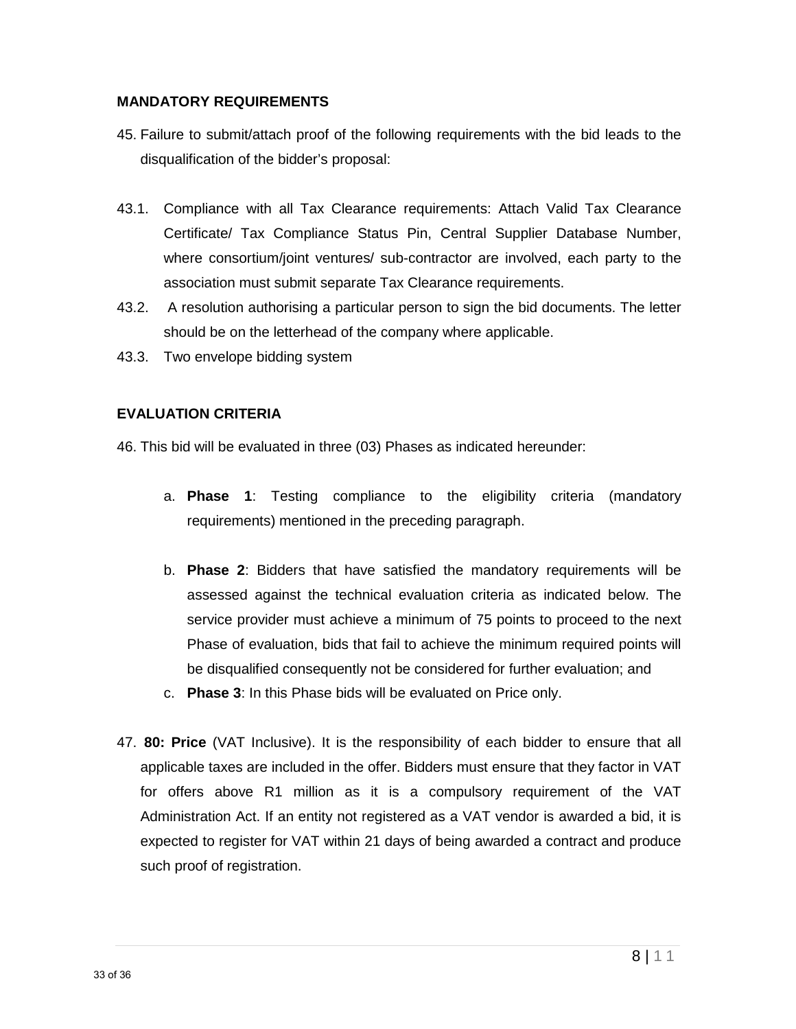**MANDATORY REQUIREMENTS**

45. Failure to submit/attach proof of the following requirements with the bid leads to the disqualification of the bidder's proposal:

43.1. Compliance with all Tax Clearance requirements: Attach Valid Tax Clearance Certificate/ Tax Compliance Status Pin, Central Supplier Database Number, where consortium/joint ventures/ sub-contractor are involved, each party to the association must submit separate Tax Clearance requirements.

43.2. A resolution authorising a particular person to sign the bid documents. The letter should be on the letterhead of the company where applicable.

43.3. Two envelope bidding system

**EVALUATION CRITERIA**

46. This bid will be evaluated in three (03) Phases as indicated hereunder:

   a. **Phase 1**: Testing compliance to the eligibility criteria (mandatory requirements) mentioned in the preceding paragraph.

   b. **Phase 2**: Bidders that have satisfied the mandatory requirements will be assessed against the technical evaluation criteria as indicated below. The service provider must achieve a minimum of 75 points to proceed to the next Phase of evaluation, bids that fail to achieve the minimum required points will be disqualified consequently not be considered for further evaluation; and

   c. **Phase 3**: In this Phase bids will be evaluated on Price only.

47. **80: Price** (VAT Inclusive). It is the responsibility of each bidder to ensure that all applicable taxes are included in the offer. Bidders must ensure that they factor in VAT for offers above R1 million as it is a compulsory requirement of the VAT Administration Act. If an entity not registered as a VAT vendor is awarded a bid, it is expected to register for VAT within 21 days of being awarded a contract and produce such proof of registration.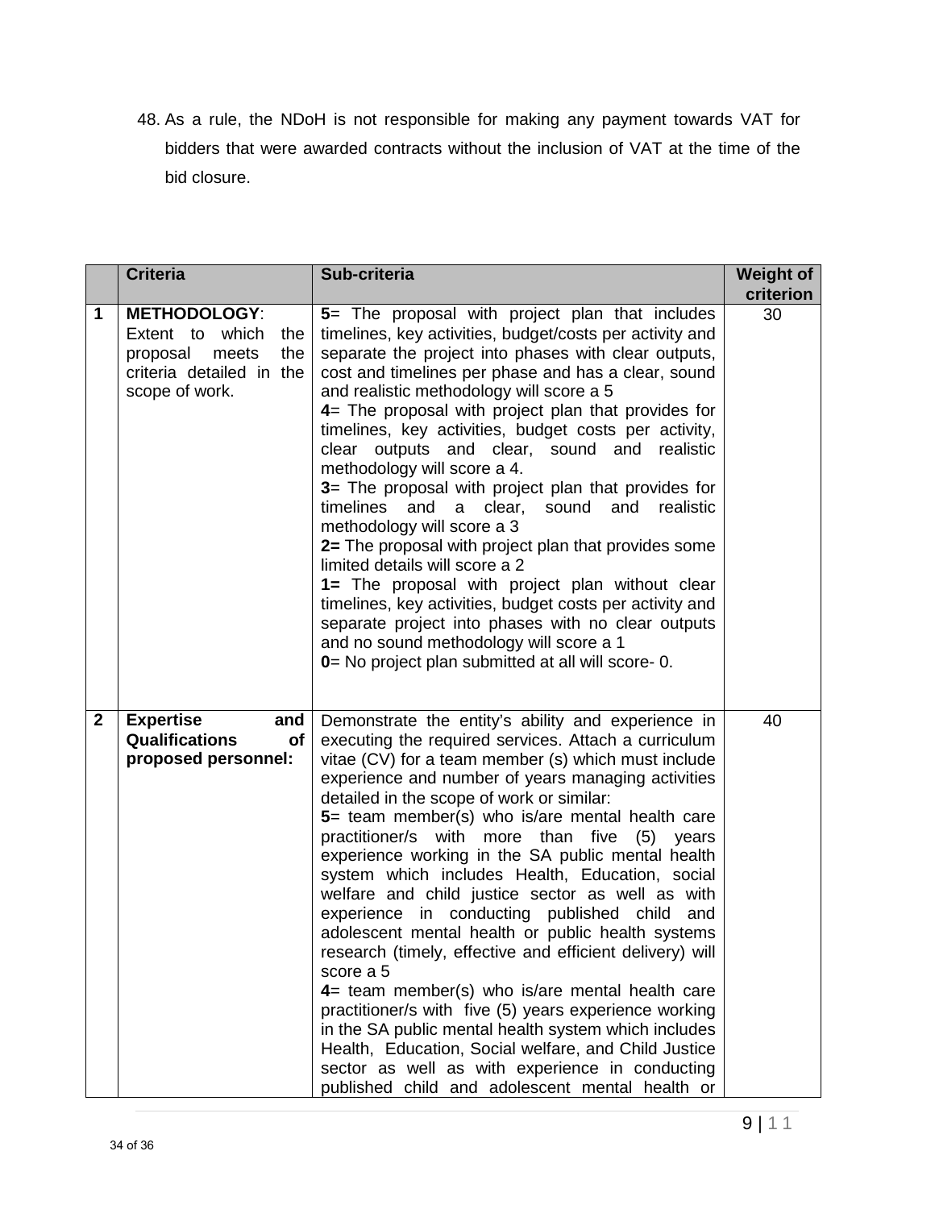48. As a rule, the NDoH is not responsible for making any payment towards VAT for bidders that were awarded contracts without the inclusion of VAT at the time of the bid closure.

| | Criteria | Sub-criteria | Weight of criterion |
|---|---|---|---|
| 1 | **METHODOLOGY**: Extent to which the proposal meets the criteria detailed in the scope of work. | **5**= The proposal with project plan that includes timelines, key activities, budget/costs per activity and separate the project into phases with clear outputs, cost and timelines per phase and has a clear, sound and realistic methodology will score a 5<br>**4**= The proposal with project plan that provides for timelines, key activities, budget costs per activity, clear outputs and clear, sound and realistic methodology will score a 4.<br>**3**= The proposal with project plan that provides for timelines and a clear, sound and realistic methodology will score a 3<br>**2=** The proposal with project plan that provides some limited details will score a 2<br>**1=** The proposal with project plan without clear timelines, key activities, budget costs per activity and separate project into phases with no clear outputs and no sound methodology will score a 1<br>**0**= No project plan submitted at all will score- 0. | 30 |
| 2 | **Expertise and Qualifications of proposed personnel:** | Demonstrate the entity's ability and experience in executing the required services. Attach a curriculum vitae (CV) for a team member (s) which must include experience and number of years managing activities detailed in the scope of work or similar:<br>**5**= team member(s) who is/are mental health care practitioner/s with more than five (5) years experience working in the SA public mental health system which includes Health, Education, social welfare and child justice sector as well as with experience in conducting published child and adolescent mental health or public health systems research (timely, effective and efficient delivery) will score a 5<br>**4**= team member(s) who is/are mental health care practitioner/s with five (5) years experience working in the SA public mental health system which includes Health, Education, Social welfare, and Child Justice sector as well as with experience in conducting published child and adolescent mental health or | 40 |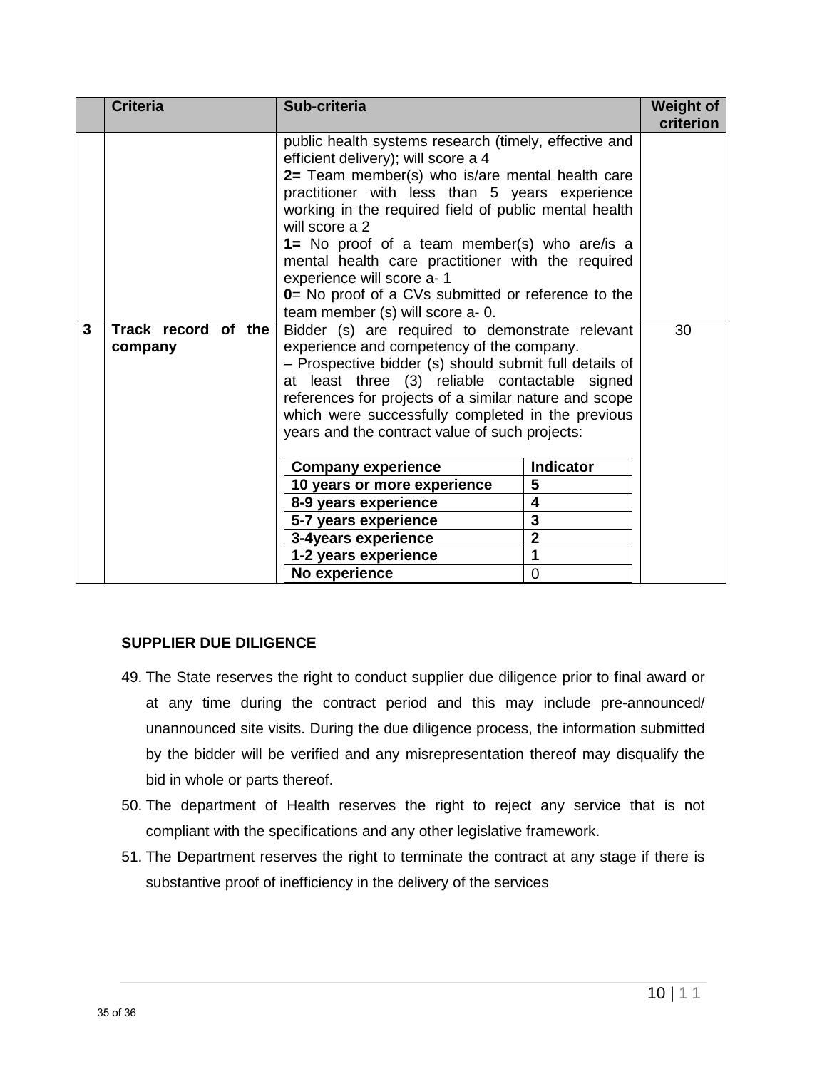|  | Criteria | Sub-criteria | Weight of criterion |
|---|---|---|---|
|  |  | public health systems research (timely, effective and efficient delivery); will score a 4<br>**2=** Team member(s) who is/are mental health care practitioner with less than 5 years experience working in the required field of public mental health will score a 2<br>**1=** No proof of a team member(s) who are/is a mental health care practitioner with the required experience will score a- 1<br>**0**= No proof of a CVs submitted or reference to the team member (s) will score a- 0. |  |
| **3** | **Track record of the company** | Bidder (s) are required to demonstrate relevant experience and competency of the company.<br>– Prospective bidder (s) should submit full details of at least three (3) reliable contactable signed references for projects of a similar nature and scope which were successfully completed in the previous years and the contract value of such projects:<br><br>**Company experience** — **Indicator**<br>**10 years or more experience** — **5**<br>**8-9 years experience** — **4**<br>**5-7 years experience** — **3**<br>**3-4years experience** — **2**<br>**1-2 years experience** — **1**<br>**No experience** — 0 | 30 |

**SUPPLIER DUE DILIGENCE**

49. The State reserves the right to conduct supplier due diligence prior to final award or at any time during the contract period and this may include pre-announced/ unannounced site visits. During the due diligence process, the information submitted by the bidder will be verified and any misrepresentation thereof may disqualify the bid in whole or parts thereof.
50. The department of Health reserves the right to reject any service that is not compliant with the specifications and any other legislative framework.
51. The Department reserves the right to terminate the contract at any stage if there is substantive proof of inefficiency in the delivery of the services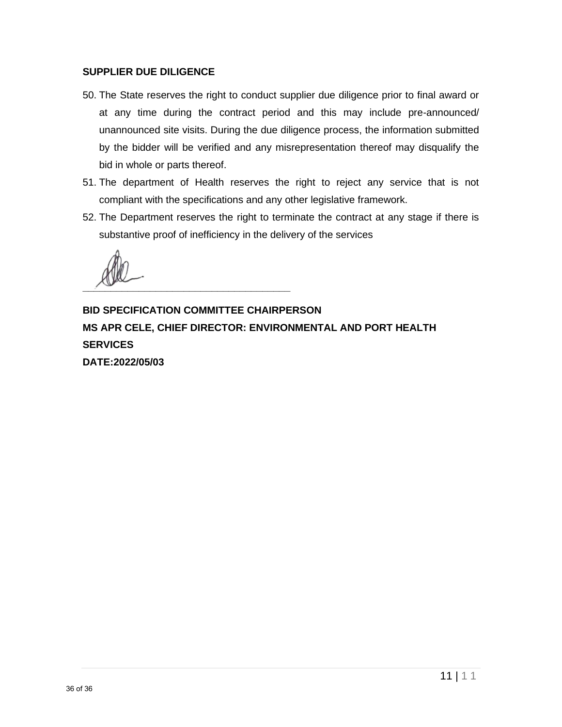**SUPPLIER DUE DILIGENCE**

50. The State reserves the right to conduct supplier due diligence prior to final award or at any time during the contract period and this may include pre-announced/ unannounced site visits. During the due diligence process, the information submitted by the bidder will be verified and any misrepresentation thereof may disqualify the bid in whole or parts thereof.
51. The department of Health reserves the right to reject any service that is not compliant with the specifications and any other legislative framework.
52. The Department reserves the right to terminate the contract at any stage if there is substantive proof of inefficiency in the delivery of the services

\_\_\_\_\_\_\_\_\_\_\_\_\_\_\_\_\_\_\_\_\_\_\_\_\_\_\_\_\_\_\_\_\_\_\_\_\_\_\_\_

**BID SPECIFICATION COMMITTEE CHAIRPERSON**
**MS APR CELE, CHIEF DIRECTOR: ENVIRONMENTAL AND PORT HEALTH SERVICES**
**DATE:2022/05/03**